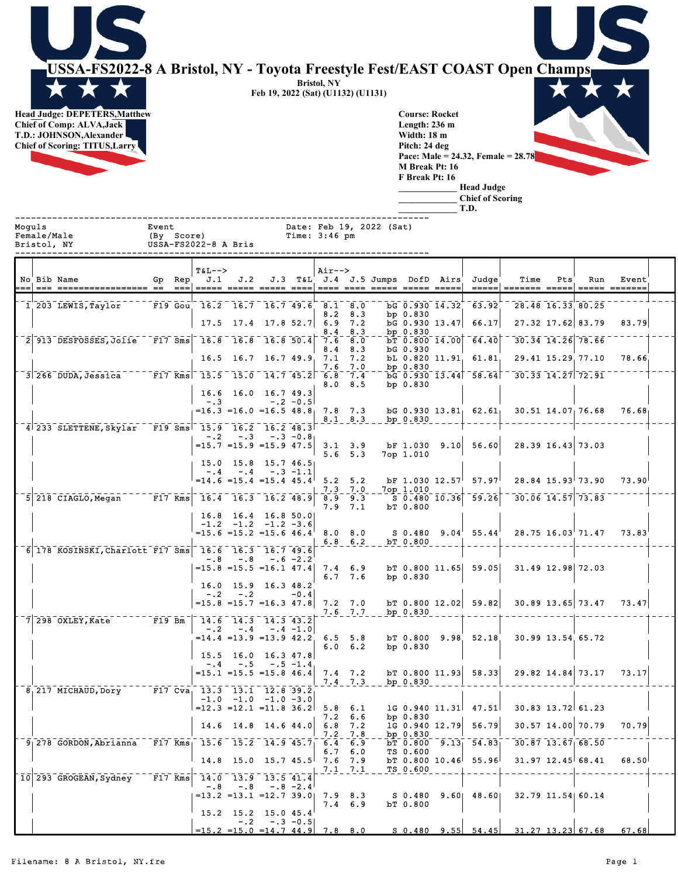# USSA-FS2022-8 A Bristol, NY - Toyota Freestyle Fest/EAST COAST Open Champs

**Bristol, NY**
**Feb 19, 2022 (Sat) (U1132) (U1131)**

**Head Judge: DEPETERS,Matthew**
**Chief of Comp: ALVA,Jack**
**T.D.: JOHNSON,Alexander**
**Chief of Scoring: TITUS,Larry**

**Course: Rocket**
**Length: 236 m**
**Width: 18 m**
**Pitch: 24 deg**
**Pace: Male = 24.32, Female = 28.78**
**M Break Pt: 16**
**F Break Pt: 16**

_____________ **Head Judge**
_____________ **Chief of Scoring**
_____________ **T.D.**

Moguls
Female/Male
Bristol, NY

Event
(By Score)
USSA-FS2022-8 A Bris

Date: Feb 19, 2022 (Sat)
Time: 3:46 pm

| No | Bib | Name | Gp | Rep | T&L--> J.1 | J.2 | J.3 | T&L | Air--> J.4 | J.5 | Jumps | DofD | Airs | Judge | Time | Pts | Run | Event |
|---|---|---|---|---|---|---|---|---|---|---|---|---|---|---|---|---|---|---|
| 1 | 203 | LEWIS,Taylor | F19 | Gou | 16.2 | 16.7 | 16.7 | 49.6 | 8.1 | 8.0 | bG | 0.930 | 14.32 | 63.92 | 28.48 | 16.33 | 80.25 | |
| | | | | | | | | | 8.2 | 8.3 | bp | 0.830 | | | | | | |
| | | | | | 17.5 | 17.4 | 17.8 | 52.7 | 6.9 | 7.2 | bG | 0.930 | 13.47 | 66.17 | 27.32 | 17.62 | 83.79 | 83.79 |
| | | | | | | | | | 8.4 | 8.3 | bp | 0.830 | | | | | | |
| 2 | 913 | DESFOSSES,Jolie | F17 | Sms | 16.8 | 16.8 | 16.8 | 50.4 | 7.6 | 8.0 | bT | 0.800 | 14.00 | 64.40 | 30.34 | 14.26 | 78.66 | |
| | | | | | | | | | 8.4 | 8.3 | bG | 0.930 | | | | | | |
| | | | | | 16.5 | 16.7 | 16.7 | 49.9 | 7.1 | 7.2 | bL | 0.820 | 11.91 | 61.81 | 29.41 | 15.29 | 77.10 | 78.66 |
| | | | | | | | | | 7.6 | 7.0 | bp | 0.830 | | | | | | |
| 3 | 266 | DUDA,Jessica | F17 | Kms | 15.5 | 15.0 | 14.7 | 45.2 | 6.8 | 7.4 | bG | 0.930 | 13.44 | 58.64 | 30.33 | 14.27 | 72.91 | |
| | | | | | | | | | 8.0 | 8.5 | bp | 0.830 | | | | | | |
| | | | | | 16.6 | 16.0 | 16.7 | 49.3 | | | | | | | | | | |
| | | | | | -.3 | | -.2 | -0.5 | | | | | | | | | | |
| | | | | | =16.3 | =16.0 | =16.5 | 48.8 | 7.8 | 7.3 | bG | 0.930 | 13.81 | 62.61 | 30.51 | 14.07 | 76.68 | 76.68 |
| | | | | | | | | | 8.1 | 8.3 | bp | 0.830 | | | | | | |
| 4 | 233 | SLETTENE,Skylar | F19 | Sms | 15.9 | 16.2 | 16.2 | 48.3 | | | | | | | | | | |
| | | | | | -.2 | -.3 | -.3 | -0.8 | | | | | | | | | | |
| | | | | | =15.7 | =15.9 | =15.9 | 47.5 | 3.1 | 3.9 | bF | 1.030 | 9.10 | 56.60 | 28.39 | 16.43 | 73.03 | |
| | | | | | | | | | 5.6 | 5.3 | 7op | 1.010 | | | | | | |
| | | | | | 15.0 | 15.8 | 15.7 | 46.5 | | | | | | | | | | |
| | | | | | -.4 | -.4 | -.3 | -1.1 | | | | | | | | | | |
| | | | | | =14.6 | =15.4 | =15.4 | 45.4 | 5.2 | 5.2 | bF | 1.030 | 12.57 | 57.97 | 28.84 | 15.93 | 73.90 | 73.90 |
| | | | | | | | | | 7.3 | 7.0 | 7op | 1.010 | | | | | | |
| 5 | 218 | CIAGLO,Megan | F17 | Kms | 16.4 | 16.3 | 16.2 | 48.9 | 8.9 | 9.3 | S | 0.480 | 10.36 | 59.26 | 30.06 | 14.57 | 73.83 | |
| | | | | | | | | | 7.9 | 7.1 | bT | 0.800 | | | | | | |
| | | | | | 16.8 | 16.4 | 16.8 | 50.0 | | | | | | | | | | |
| | | | | | -1.2 | -1.2 | -1.2 | -3.6 | | | | | | | | | | |
| | | | | | =15.6 | =15.2 | =15.6 | 46.4 | 8.0 | 8.0 | S | 0.480 | 9.04 | 55.44 | 28.75 | 16.03 | 71.47 | 73.83 |
| | | | | | | | | | 6.8 | 6.2 | bT | 0.800 | | | | | | |
| 6 | 178 | KOSINSKI,Charlott | F17 | Sms | 16.6 | 16.3 | 16.7 | 49.6 | | | | | | | | | | |
| | | | | | -.8 | -.8 | -.6 | -2.2 | | | | | | | | | | |
| | | | | | =15.8 | =15.5 | =16.1 | 47.4 | 7.4 | 6.9 | bT | 0.800 | 11.65 | 59.05 | 31.49 | 12.98 | 72.03 | |
| | | | | | | | | | 6.7 | 7.6 | bp | 0.830 | | | | | | |
| | | | | | 16.0 | 15.9 | 16.3 | 48.2 | | | | | | | | | | |
| | | | | | -.2 | -.2 | | -0.4 | | | | | | | | | | |
| | | | | | =15.8 | =15.7 | =16.3 | 47.8 | 7.2 | 7.0 | bT | 0.800 | 12.02 | 59.82 | 30.89 | 13.65 | 73.47 | 73.47 |
| | | | | | | | | | 7.6 | 7.7 | bp | 0.830 | | | | | | |
| 7 | 298 | OXLEY,Kate | F19 | Bm | 14.6 | 14.3 | 14.3 | 43.2 | | | | | | | | | | |
| | | | | | -.2 | -.4 | -.4 | -1.0 | | | | | | | | | | |
| | | | | | =14.4 | =13.9 | =13.9 | 42.2 | 6.5 | 5.8 | bT | 0.800 | 9.98 | 52.18 | 30.99 | 13.54 | 65.72 | |
| | | | | | | | | | 6.0 | 6.2 | bp | 0.830 | | | | | | |
| | | | | | 15.5 | 16.0 | 16.3 | 47.8 | | | | | | | | | | |
| | | | | | -.4 | -.5 | -.5 | -1.4 | | | | | | | | | | |
| | | | | | =15.1 | =15.5 | =15.8 | 46.4 | 7.4 | 7.2 | bT | 0.800 | 11.93 | 58.33 | 29.82 | 14.84 | 73.17 | 73.17 |
| | | | | | | | | | 7.4 | 7.3 | bp | 0.830 | | | | | | |
| 8 | 217 | MICHAUD,Dory | F17 | Cva | 13.3 | 13.1 | 12.8 | 39.2 | | | | | | | | | | |
| | | | | | -1.0 | -1.0 | -1.0 | -3.0 | | | | | | | | | | |
| | | | | | =12.3 | =12.1 | =11.8 | 36.2 | 5.8 | 6.1 | lG | 0.940 | 11.31 | 47.51 | 30.83 | 13.72 | 61.23 | |
| | | | | | | | | | 7.2 | 6.6 | bp | 0.830 | | | | | | |
| | | | | | 14.6 | 14.8 | 14.6 | 44.0 | 6.8 | 7.2 | lG | 0.940 | 12.79 | 56.79 | 30.57 | 14.00 | 70.79 | 70.79 |
| | | | | | | | | | 7.2 | 7.8 | bp | 0.830 | | | | | | |
| 9 | 278 | GORDON,Abrianna | F17 | Kms | 15.6 | 15.2 | 14.9 | 45.7 | 6.4 | 6.9 | bT | 0.800 | 9.13 | 54.83 | 30.87 | 13.67 | 68.50 | |
| | | | | | | | | | 6.7 | 6.0 | TS | 0.600 | | | | | | |
| | | | | | 14.8 | 15.0 | 15.7 | 45.5 | 7.6 | 7.9 | bT | 0.800 | 10.46 | 55.96 | 31.97 | 12.45 | 68.41 | 68.50 |
| | | | | | | | | | 7.1 | 7.1 | TS | 0.600 | | | | | | |
| 10 | 293 | GROGEAN,Sydney | F17 | Kms | 14.0 | 13.9 | 13.5 | 41.4 | | | | | | | | | | |
| | | | | | -.8 | -.8 | -.8 | -2.4 | | | | | | | | | | |
| | | | | | =13.2 | =13.1 | =12.7 | 39.0 | 7.9 | 8.3 | S | 0.480 | 9.60 | 48.60 | 32.79 | 11.54 | 60.14 | |
| | | | | | | | | | 7.4 | 6.9 | bT | 0.800 | | | | | | |
| | | | | | 15.2 | 15.2 | 15.0 | 45.4 | | | | | | | | | | |
| | | | | | | -.2 | -.3 | -0.5 | | | | | | | | | | |
| | | | | | =15.2 | =15.0 | =14.7 | 44.9 | 7.8 | 8.0 | S | 0.480 | 9.55 | 54.45 | 31.27 | 13.23 | 67.68 | 67.68 |

Filename: 8 A Bristol, NY.fre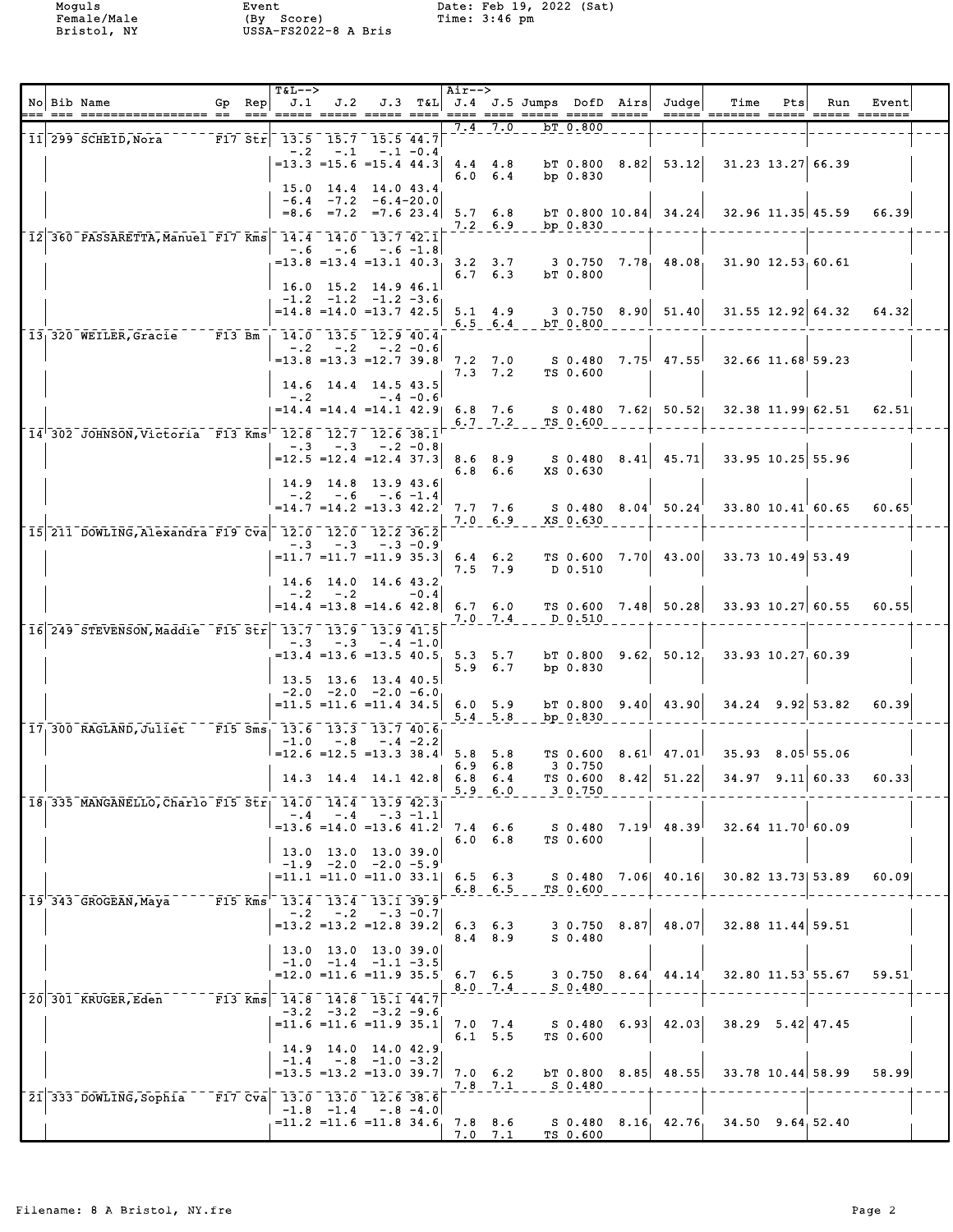| No | Bib | Name | Gp | Rep | T&L--> J.1 | J.2 | J.3 | T&L | Air--> J.4 | J.5 | Jumps | DofD | Airs | Judge | Time | Pts | Run | Event |
|---|---|---|---|---|---|---|---|---|---|---|---|---|---|---|---|---|---|---|
| | | | | | | | | | 7.4 | 7.0 | bT | 0.800 | | | | | | |
| 11 | 299 | SCHEID,Nora | F17 | Str | 13.5 | 15.7 | 15.5 | 44.7 | | | | | | | | | | |
| | | | | | -.2 | -.1 | -.1 | -0.4 | | | | | | | | | | |
| | | | | | =13.3 | =15.6 | =15.4 | 44.3 | 4.4 | 4.8 | bT | 0.800 | 8.82 | 53.12 | 31.23 | 13.27 | 66.39 | |
| | | | | | | | | | 6.0 | 6.4 | bp | 0.830 | | | | | | |
| | | | | | 15.0 | 14.4 | 14.0 | 43.4 | | | | | | | | | | |
| | | | | | -6.4 | -7.2 | -6.4 | -20.0 | | | | | | | | | | |
| | | | | | =8.6 | =7.2 | =7.6 | 23.4 | 5.7 | 6.8 | bT | 0.800 | 10.84 | 34.24 | 32.96 | 11.35 | 45.59 | 66.39 |
| | | | | | | | | | 7.2 | 6.9 | bp | 0.830 | | | | | | |
| 12 | 360 | PASSARETTA,Manuel | F17 | Kms | 14.4 | 14.0 | 13.7 | 42.1 | | | | | | | | | | |
| | | | | | -.6 | -.6 | -.6 | -1.8 | | | | | | | | | | |
| | | | | | =13.8 | =13.4 | =13.1 | 40.3 | 3.2 | 3.7 | 3 | 0.750 | 7.78 | 48.08 | 31.90 | 12.53 | 60.61 | |
| | | | | | | | | | 6.7 | 6.3 | bT | 0.800 | | | | | | |
| | | | | | 16.0 | 15.2 | 14.9 | 46.1 | | | | | | | | | | |
| | | | | | -1.2 | -1.2 | -1.2 | -3.6 | | | | | | | | | | |
| | | | | | =14.8 | =14.0 | =13.7 | 42.5 | 5.1 | 4.9 | 3 | 0.750 | 8.90 | 51.40 | 31.55 | 12.92 | 64.32 | 64.32 |
| | | | | | | | | | 6.5 | 6.4 | bT | 0.800 | | | | | | |
| 13 | 320 | WEILER,Gracie | F13 | Bm | 14.0 | 13.5 | 12.9 | 40.4 | | | | | | | | | | |
| | | | | | -.2 | -.2 | -.2 | -0.6 | | | | | | | | | | |
| | | | | | =13.8 | =13.3 | =12.7 | 39.8 | 7.2 | 7.0 | S | 0.480 | 7.75 | 47.55 | 32.66 | 11.68 | 59.23 | |
| | | | | | | | | | 7.3 | 7.2 | TS | 0.600 | | | | | | |
| | | | | | 14.6 | 14.4 | 14.5 | 43.5 | | | | | | | | | | |
| | | | | | -.2 | | -.4 | -0.6 | | | | | | | | | | |
| | | | | | =14.4 | =14.4 | =14.1 | 42.9 | 6.8 | 7.6 | S | 0.480 | 7.62 | 50.52 | 32.38 | 11.99 | 62.51 | 62.51 |
| | | | | | | | | | 6.7 | 7.2 | TS | 0.600 | | | | | | |
| 14 | 302 | JOHNSON,Victoria | F13 | Kms | 12.8 | 12.7 | 12.6 | 38.1 | | | | | | | | | | |
| | | | | | -.3 | -.3 | -.2 | -0.8 | | | | | | | | | | |
| | | | | | =12.5 | =12.4 | =12.4 | 37.3 | 8.6 | 8.9 | S | 0.480 | 8.41 | 45.71 | 33.95 | 10.25 | 55.96 | |
| | | | | | | | | | 6.8 | 6.6 | XS | 0.630 | | | | | | |
| | | | | | 14.9 | 14.8 | 13.9 | 43.6 | | | | | | | | | | |
| | | | | | -.2 | -.6 | -.6 | -1.4 | | | | | | | | | | |
| | | | | | =14.7 | =14.2 | =13.3 | 42.2 | 7.7 | 7.6 | S | 0.480 | 8.04 | 50.24 | 33.80 | 10.41 | 60.65 | 60.65 |
| | | | | | | | | | 7.0 | 6.9 | XS | 0.630 | | | | | | |
| 15 | 211 | DOWLING,Alexandra | F19 | Cva | 12.0 | 12.0 | 12.2 | 36.2 | | | | | | | | | | |
| | | | | | -.3 | -.3 | -.3 | -0.9 | | | | | | | | | | |
| | | | | | =11.7 | =11.7 | =11.9 | 35.3 | 6.4 | 6.2 | TS | 0.600 | 7.70 | 43.00 | 33.73 | 10.49 | 53.49 | |
| | | | | | | | | | 7.5 | 7.9 | D | 0.510 | | | | | | |
| | | | | | 14.6 | 14.0 | 14.6 | 43.2 | | | | | | | | | | |
| | | | | | -.2 | -.2 | | -0.4 | | | | | | | | | | |
| | | | | | =14.4 | =13.8 | =14.6 | 42.8 | 6.7 | 6.0 | TS | 0.600 | 7.48 | 50.28 | 33.93 | 10.27 | 60.55 | 60.55 |
| | | | | | | | | | 7.0 | 7.4 | D | 0.510 | | | | | | |
| 16 | 249 | STEVENSON,Maddie | F15 | Str | 13.7 | 13.9 | 13.9 | 41.5 | | | | | | | | | | |
| | | | | | -.3 | -.3 | -.4 | -1.0 | | | | | | | | | | |
| | | | | | =13.4 | =13.6 | =13.5 | 40.5 | 5.3 | 5.7 | bT | 0.800 | 9.62 | 50.12 | 33.93 | 10.27 | 60.39 | |
| | | | | | | | | | 5.9 | 6.7 | bp | 0.830 | | | | | | |
| | | | | | 13.5 | 13.6 | 13.4 | 40.5 | | | | | | | | | | |
| | | | | | -2.0 | -2.0 | -2.0 | -6.0 | | | | | | | | | | |
| | | | | | =11.5 | =11.6 | =11.4 | 34.5 | 6.0 | 5.9 | bT | 0.800 | 9.40 | 43.90 | 34.24 | 9.92 | 53.82 | 60.39 |
| | | | | | | | | | 5.4 | 5.8 | bp | 0.830 | | | | | | |
| 17 | 300 | RAGLAND,Juliet | F15 | Sms | 13.6 | 13.3 | 13.7 | 40.6 | | | | | | | | | | |
| | | | | | -1.0 | -.8 | -.4 | -2.2 | | | | | | | | | | |
| | | | | | =12.6 | =12.5 | =13.3 | 38.4 | 5.8 | 5.8 | TS | 0.600 | 8.61 | 47.01 | 35.93 | 8.05 | 55.06 | |
| | | | | | | | | | 6.9 | 6.8 | 3 | 0.750 | | | | | | |
| | | | | | 14.3 | 14.4 | 14.1 | 42.8 | 6.8 | 6.4 | TS | 0.600 | 8.42 | 51.22 | 34.97 | 9.11 | 60.33 | 60.33 |
| | | | | | | | | | 5.9 | 6.0 | 3 | 0.750 | | | | | | |
| 18 | 335 | MANGANELLO,Charlo | F15 | Str | 14.0 | 14.4 | 13.9 | 42.3 | | | | | | | | | | |
| | | | | | -.4 | -.4 | -.3 | -1.1 | | | | | | | | | | |
| | | | | | =13.6 | =14.0 | =13.6 | 41.2 | 7.4 | 6.6 | S | 0.480 | 7.19 | 48.39 | 32.64 | 11.70 | 60.09 | |
| | | | | | | | | | 6.0 | 6.8 | TS | 0.600 | | | | | | |
| | | | | | 13.0 | 13.0 | 13.0 | 39.0 | | | | | | | | | | |
| | | | | | -1.9 | -2.0 | -2.0 | -5.9 | | | | | | | | | | |
| | | | | | =11.1 | =11.0 | =11.0 | 33.1 | 6.5 | 6.3 | S | 0.480 | 7.06 | 40.16 | 30.82 | 13.73 | 53.89 | 60.09 |
| | | | | | | | | | 6.8 | 6.5 | TS | 0.600 | | | | | | |
| 19 | 343 | GROGEAN,Maya | F15 | Kms | 13.4 | 13.4 | 13.1 | 39.9 | | | | | | | | | | |
| | | | | | -.2 | -.2 | -.3 | -0.7 | | | | | | | | | | |
| | | | | | =13.2 | =13.2 | =12.8 | 39.2 | 6.3 | 6.3 | 3 | 0.750 | 8.87 | 48.07 | 32.88 | 11.44 | 59.51 | |
| | | | | | | | | | 8.4 | 8.9 | S | 0.480 | | | | | | |
| | | | | | 13.0 | 13.0 | 13.0 | 39.0 | | | | | | | | | | |
| | | | | | -1.0 | -1.4 | -1.1 | -3.5 | | | | | | | | | | |
| | | | | | =12.0 | =11.6 | =11.9 | 35.5 | 6.7 | 6.5 | 3 | 0.750 | 8.64 | 44.14 | 32.80 | 11.53 | 55.67 | 59.51 |
| | | | | | | | | | 8.0 | 7.4 | S | 0.480 | | | | | | |
| 20 | 301 | KRUGER,Eden | F13 | Kms | 14.8 | 14.8 | 15.1 | 44.7 | | | | | | | | | | |
| | | | | | -3.2 | -3.2 | -3.2 | -9.6 | | | | | | | | | | |
| | | | | | =11.6 | =11.6 | =11.9 | 35.1 | 7.0 | 7.4 | S | 0.480 | 6.93 | 42.03 | 38.29 | 5.42 | 47.45 | |
| | | | | | | | | | 6.1 | 5.5 | TS | 0.600 | | | | | | |
| | | | | | 14.9 | 14.0 | 14.0 | 42.9 | | | | | | | | | | |
| | | | | | -1.4 | -.8 | -1.0 | -3.2 | | | | | | | | | | |
| | | | | | =13.5 | =13.2 | =13.0 | 39.7 | 7.0 | 6.2 | bT | 0.800 | 8.85 | 48.55 | 33.78 | 10.44 | 58.99 | 58.99 |
| | | | | | | | | | 7.8 | 7.1 | S | 0.480 | | | | | | |
| 21 | 333 | DOWLING,Sophia | F17 | Cva | 13.0 | 13.0 | 12.6 | 38.6 | | | | | | | | | | |
| | | | | | -1.8 | -1.4 | -.8 | -4.0 | | | | | | | | | | |
| | | | | | =11.2 | =11.6 | =11.8 | 34.6 | 7.8 | 8.6 | S | 0.480 | 8.16 | 42.76 | 34.50 | 9.64 | 52.40 | |
| | | | | | | | | | 7.0 | 7.1 | TS | 0.600 | | | | | | |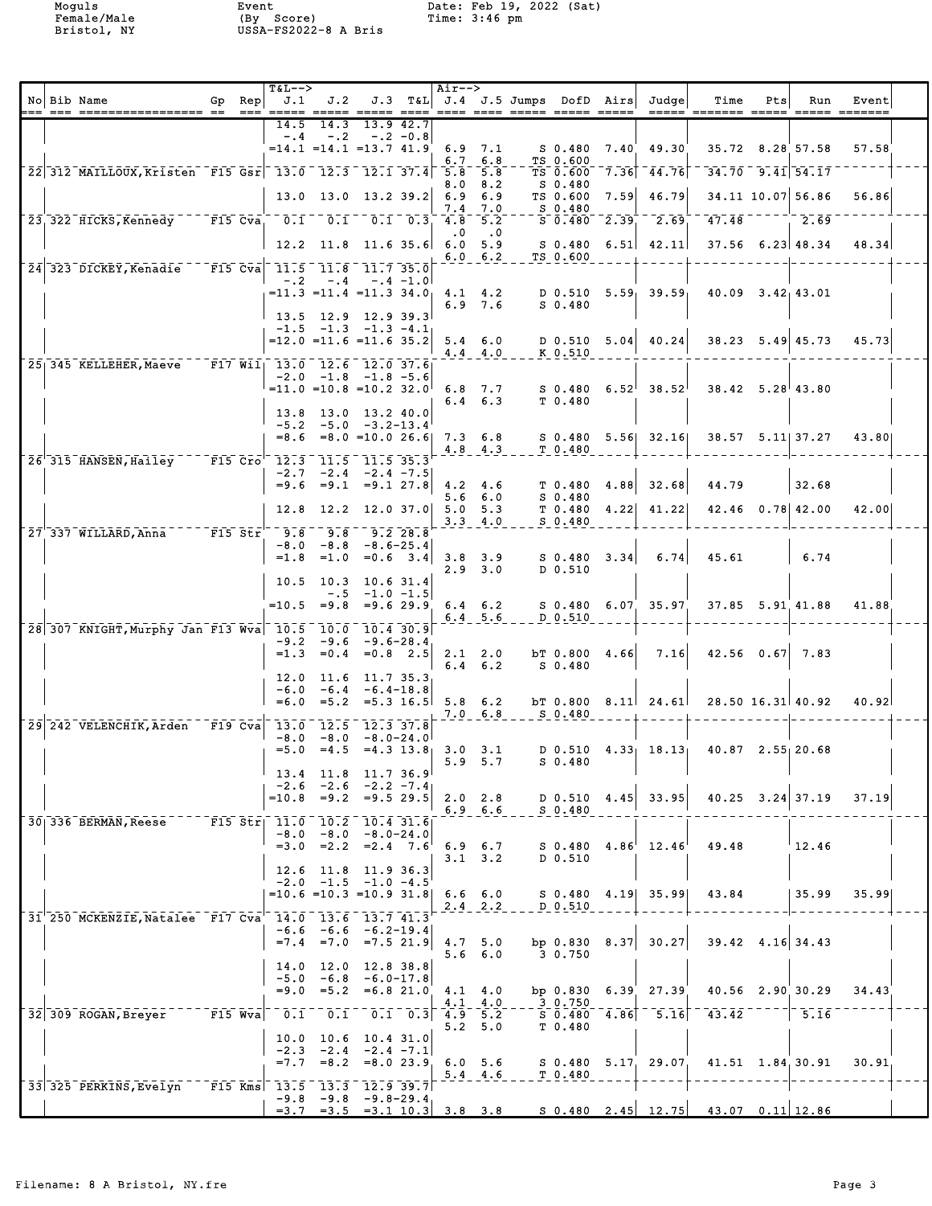Moguls
Female/Male
Bristol, NY

Event
(By Score)
USSA-FS2022-8 A Bris

Date: Feb 19, 2022 (Sat)
Time: 3:46 pm

| No | Bib | Name | Gp | Rep | T&L--> J.1 | J.2 | J.3 | T&L | Air--> J.4 | J.5 | Jumps | DofD | Airs | Judge | Time | Pts | Run | Event |
|---|---|---|---|---|---|---|---|---|---|---|---|---|---|---|---|---|---|---|
| | | | | | 14.5 | 14.3 | 13.9 | 42.7 | | | | | | | | | | |
| | | | | | -.4 | -.2 | -.2 | -0.8 | | | | | | | | | | |
| | | | | | =14.1 | =14.1 | =13.7 | 41.9 | 6.9 | 7.1 | S | 0.480 | 7.40 | 49.30 | 35.72 | 8.28 | 57.58 | 57.58 |
| | | | | | | | | | 6.7 | 6.8 | TS | 0.600 | | | | | | |
| 22 | 312 | MAILLOUX,Kristen | F15 | Gsr | 13.0 | 12.3 | 12.1 | 37.4 | 5.8 | 5.8 | TS | 0.600 | 7.36 | 44.76 | 34.70 | 9.41 | 54.17 | |
| | | | | | | | | | 8.0 | 8.2 | S | 0.480 | | | | | | |
| | | | | | 13.0 | 13.0 | 13.2 | 39.2 | 6.9 | 6.9 | TS | 0.600 | 7.59 | 46.79 | 34.11 | 10.07 | 56.86 | 56.86 |
| | | | | | | | | | 7.4 | 7.0 | S | 0.480 | | | | | | |
| 23 | 322 | HICKS,Kennedy | F15 | Cva | 0.1 | 0.1 | 0.1 | 0.3 | 4.8 | 5.2 | S | 0.480 | 2.39 | 2.69 | 47.48 | | 2.69 | |
| | | | | | | | | | .0 | .0 | | | | | | | | |
| | | | | | 12.2 | 11.8 | 11.6 | 35.6 | 6.0 | 5.9 | S | 0.480 | 6.51 | 42.11 | 37.56 | 6.23 | 48.34 | 48.34 |
| | | | | | | | | | 6.0 | 6.2 | TS | 0.600 | | | | | | |
| 24 | 323 | DICKEY,Kenadie | F15 | Cva | 11.5 | 11.8 | 11.7 | 35.0 | | | | | | | | | | |
| | | | | | -.2 | -.4 | -.4 | -1.0 | | | | | | | | | | |
| | | | | | =11.3 | =11.4 | =11.3 | 34.0 | 4.1 | 4.2 | D | 0.510 | 5.59 | 39.59 | 40.09 | 3.42 | 43.01 | |
| | | | | | | | | | 6.9 | 7.6 | S | 0.480 | | | | | | |
| | | | | | 13.5 | 12.9 | 12.9 | 39.3 | | | | | | | | | | |
| | | | | | -1.5 | -1.3 | -1.3 | -4.1 | | | | | | | | | | |
| | | | | | =12.0 | =11.6 | =11.6 | 35.2 | 5.4 | 6.0 | D | 0.510 | 5.04 | 40.24 | 38.23 | 5.49 | 45.73 | 45.73 |
| | | | | | | | | | 4.4 | 4.0 | K | 0.510 | | | | | | |
| 25 | 345 | KELLEHER,Maeve | F17 | Wil | 13.0 | 12.6 | 12.0 | 37.6 | | | | | | | | | | |
| | | | | | -2.0 | -1.8 | -1.8 | -5.6 | | | | | | | | | | |
| | | | | | =11.0 | =10.8 | =10.2 | 32.0 | 6.8 | 7.7 | S | 0.480 | 6.52 | 38.52 | 38.42 | 5.28 | 43.80 | |
| | | | | | | | | | 6.4 | 6.3 | T | 0.480 | | | | | | |
| | | | | | 13.8 | 13.0 | 13.2 | 40.0 | | | | | | | | | | |
| | | | | | -5.2 | -5.0 | -3.2 | -13.4 | | | | | | | | | | |
| | | | | | =8.6 | =8.0 | =10.0 | 26.6 | 7.3 | 6.8 | S | 0.480 | 5.56 | 32.16 | 38.57 | 5.11 | 37.27 | 43.80 |
| | | | | | | | | | 4.8 | 4.3 | T | 0.480 | | | | | | |
| 26 | 315 | HANSEN,Hailey | F15 | Cro | 12.3 | 11.5 | 11.5 | 35.3 | | | | | | | | | | |
| | | | | | -2.7 | -2.4 | -2.4 | -7.5 | | | | | | | | | | |
| | | | | | =9.6 | =9.1 | =9.1 | 27.8 | 4.2 | 4.6 | T | 0.480 | 4.88 | 32.68 | 44.79 | | 32.68 | |
| | | | | | | | | | 5.6 | 6.0 | S | 0.480 | | | | | | |
| | | | | | 12.8 | 12.2 | 12.0 | 37.0 | 5.0 | 5.3 | T | 0.480 | 4.22 | 41.22 | 42.46 | 0.78 | 42.00 | 42.00 |
| | | | | | | | | | 3.3 | 4.0 | S | 0.480 | | | | | | |
| 27 | 337 | WILLARD,Anna | F15 | Str | 9.8 | 9.8 | 9.2 | 28.8 | | | | | | | | | | |
| | | | | | -8.0 | -8.8 | -8.6 | -25.4 | | | | | | | | | | |
| | | | | | =1.8 | =1.0 | =0.6 | 3.4 | 3.8 | 3.9 | S | 0.480 | 3.34 | 6.74 | 45.61 | | 6.74 | |
| | | | | | | | | | 2.9 | 3.0 | D | 0.510 | | | | | | |
| | | | | | 10.5 | 10.3 | 10.6 | 31.4 | | | | | | | | | | |
| | | | | | | -.5 | -1.0 | -1.5 | | | | | | | | | | |
| | | | | | =10.5 | =9.8 | =9.6 | 29.9 | 6.4 | 6.2 | S | 0.480 | 6.07 | 35.97 | 37.85 | 5.91 | 41.88 | 41.88 |
| | | | | | | | | | 6.4 | 5.6 | D | 0.510 | | | | | | |
| 28 | 307 | KNIGHT,Murphy Jan | F13 | Wva | 10.5 | 10.0 | 10.4 | 30.9 | | | | | | | | | | |
| | | | | | -9.2 | -9.6 | -9.6 | -28.4 | | | | | | | | | | |
| | | | | | =1.3 | =0.4 | =0.8 | 2.5 | 2.1 | 2.0 | bT | 0.800 | 4.66 | 7.16 | 42.56 | 0.67 | 7.83 | |
| | | | | | | | | | 6.4 | 6.2 | S | 0.480 | | | | | | |
| | | | | | 12.0 | 11.6 | 11.7 | 35.3 | | | | | | | | | | |
| | | | | | -6.0 | -6.4 | -6.4 | -18.8 | | | | | | | | | | |
| | | | | | =6.0 | =5.2 | =5.3 | 16.5 | 5.8 | 6.2 | bT | 0.800 | 8.11 | 24.61 | 28.50 | 16.31 | 40.92 | 40.92 |
| | | | | | | | | | 7.0 | 6.8 | S | 0.480 | | | | | | |
| 29 | 242 | VELENCHIK,Arden | F19 | Cva | 13.0 | 12.5 | 12.3 | 37.8 | | | | | | | | | | |
| | | | | | -8.0 | -8.0 | -8.0 | -24.0 | | | | | | | | | | |
| | | | | | =5.0 | =4.5 | =4.3 | 13.8 | 3.0 | 3.1 | D | 0.510 | 4.33 | 18.13 | 40.87 | 2.55 | 20.68 | |
| | | | | | | | | | 5.9 | 5.7 | S | 0.480 | | | | | | |
| | | | | | 13.4 | 11.8 | 11.7 | 36.9 | | | | | | | | | | |
| | | | | | -2.6 | -2.6 | -2.2 | -7.4 | | | | | | | | | | |
| | | | | | =10.8 | =9.2 | =9.5 | 29.5 | 2.0 | 2.8 | D | 0.510 | 4.45 | 33.95 | 40.25 | 3.24 | 37.19 | 37.19 |
| | | | | | | | | | 6.9 | 6.6 | S | 0.480 | | | | | | |
| 30 | 336 | BERMAN,Reese | F15 | Str | 11.0 | 10.2 | 10.4 | 31.6 | | | | | | | | | | |
| | | | | | -8.0 | -8.0 | -8.0 | -24.0 | | | | | | | | | | |
| | | | | | =3.0 | =2.2 | =2.4 | 7.6 | 6.9 | 6.7 | S | 0.480 | 4.86 | 12.46 | 49.48 | | 12.46 | |
| | | | | | | | | | 3.1 | 3.2 | D | 0.510 | | | | | | |
| | | | | | 12.6 | 11.8 | 11.9 | 36.3 | | | | | | | | | | |
| | | | | | -2.0 | -1.5 | -1.0 | -4.5 | | | | | | | | | | |
| | | | | | =10.6 | =10.3 | =10.9 | 31.8 | 6.6 | 6.0 | S | 0.480 | 4.19 | 35.99 | 43.84 | | 35.99 | 35.99 |
| | | | | | | | | | 2.4 | 2.2 | D | 0.510 | | | | | | |
| 31 | 250 | MCKENZIE,Natalee | F17 | Cva | 14.0 | 13.6 | 13.7 | 41.3 | | | | | | | | | | |
| | | | | | -6.6 | -6.6 | -6.2 | -19.4 | | | | | | | | | | |
| | | | | | =7.4 | =7.0 | =7.5 | 21.9 | 4.7 | 5.0 | bp | 0.830 | 8.37 | 30.27 | 39.42 | 4.16 | 34.43 | |
| | | | | | | | | | 5.6 | 6.0 | 3 | 0.750 | | | | | | |
| | | | | | 14.0 | 12.0 | 12.8 | 38.8 | | | | | | | | | | |
| | | | | | -5.0 | -6.8 | -6.0 | -17.8 | | | | | | | | | | |
| | | | | | =9.0 | =5.2 | =6.8 | 21.0 | 4.1 | 4.0 | bp | 0.830 | 6.39 | 27.39 | 40.56 | 2.90 | 30.29 | 34.43 |
| | | | | | | | | | 4.1 | 4.0 | 3 | 0.750 | | | | | | |
| 32 | 309 | ROGAN,Breyer | F15 | Wva | 0.1 | 0.1 | 0.1 | 0.3 | 4.9 | 5.2 | S | 0.480 | 4.86 | 5.16 | 43.42 | | 5.16 | |
| | | | | | | | | | 5.2 | 5.0 | T | 0.480 | | | | | | |
| | | | | | 10.0 | 10.6 | 10.4 | 31.0 | | | | | | | | | | |
| | | | | | -2.3 | -2.4 | -2.4 | -7.1 | | | | | | | | | | |
| | | | | | =7.7 | =8.2 | =8.0 | 23.9 | 6.0 | 5.6 | S | 0.480 | 5.17 | 29.07 | 41.51 | 1.84 | 30.91 | 30.91 |
| | | | | | | | | | 5.4 | 4.6 | T | 0.480 | | | | | | |
| 33 | 325 | PERKINS,Evelyn | F15 | Kms | 13.5 | 13.3 | 12.9 | 39.7 | | | | | | | | | | |
| | | | | | -9.8 | -9.8 | -9.8 | -29.4 | | | | | | | | | | |
| | | | | | =3.7 | =3.5 | =3.1 | 10.3 | 3.8 | 3.8 | S | 0.480 | 2.45 | 12.75 | 43.07 | 0.11 | 12.86 | |

Filename: 8 A Bristol, NY.fre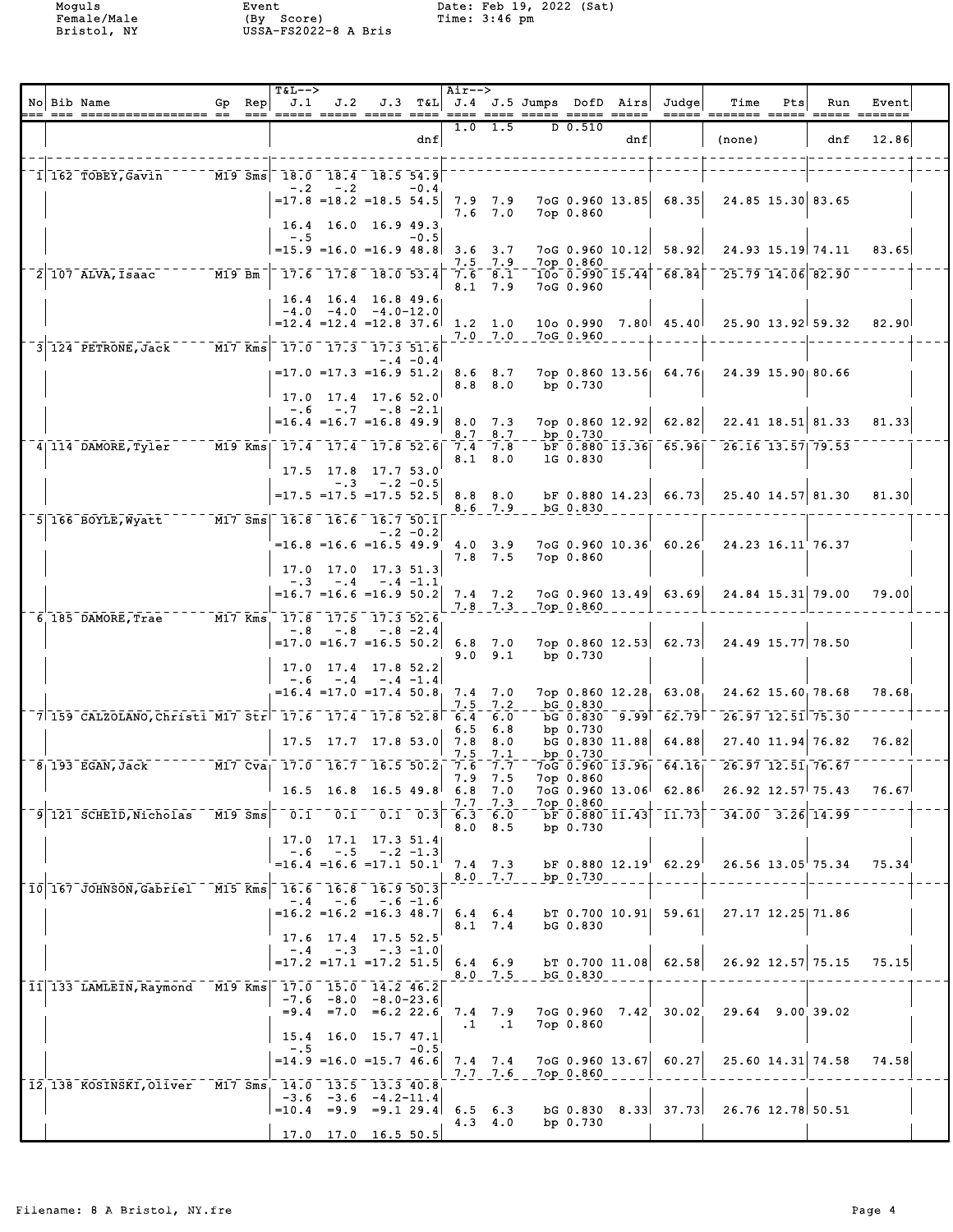Moguls
Female/Male
Bristol, NY

Event
(By Score)
USSA-FS2022-8 A Bris

Date: Feb 19, 2022 (Sat)
Time: 3:46 pm

| No | Bib | Name | Gp | Rep | J.1 | J.2 | J.3 | T&L | J.4 | J.5 | Jumps | DofD | Airs | Judge | Time | Pts | Run | Event |
|---|---|---|---|---|---|---|---|---|---|---|---|---|---|---|---|---|---|---|
| | | | | | | | | | 1.0 | 1.5 | D | 0.510 | | | | | | |
| | | | | | | | | dnf | | | | | dnf | | (none) | | dnf | 12.86 |
| 1 | 162 | TOBEY,Gavin | M19 | Sms | 18.0 | 18.4 | 18.5 | 54.9 | | | | | | | | | | |
| | | | | | -.2 | -.2 | | -0.4 | | | | | | | | | | |
| | | | | | =17.8 | =18.2 | =18.5 | 54.5 | 7.9 | 7.9 | 7oG | 0.960 | 13.85 | 68.35 | 24.85 | 15.30 | 83.65 | |
| | | | | | | | | | 7.6 | 7.0 | 7op | 0.860 | | | | | | |
| | | | | | 16.4 | 16.0 | 16.9 | 49.3 | | | | | | | | | | |
| | | | | | -.5 | | | -0.5 | | | | | | | | | | |
| | | | | | =15.9 | =16.0 | =16.9 | 48.8 | 3.6 | 3.7 | 7oG | 0.960 | 10.12 | 58.92 | 24.93 | 15.19 | 74.11 | 83.65 |
| | | | | | | | | | 7.5 | 7.9 | 7op | 0.860 | | | | | | |
| 2 | 107 | ALVA,Isaac | M19 | Bm | 17.6 | 17.8 | 18.0 | 53.4 | 7.6 | 8.1 | 10o | 0.990 | 15.44 | 68.84 | 25.79 | 14.06 | 82.90 | |
| | | | | | | | | | 8.1 | 7.9 | 7oG | 0.960 | | | | | | |
| | | | | | 16.4 | 16.4 | 16.8 | 49.6 | | | | | | | | | | |
| | | | | | -4.0 | -4.0 | -4.0 | -12.0 | | | | | | | | | | |
| | | | | | =12.4 | =12.4 | =12.8 | 37.6 | 1.2 | 1.0 | 10o | 0.990 | 7.80 | 45.40 | 25.90 | 13.92 | 59.32 | 82.90 |
| | | | | | | | | | 7.0 | 7.0 | 7oG | 0.960 | | | | | | |
| 3 | 124 | PETRONE,Jack | M17 | Kms | 17.0 | 17.3 | 17.3 | 51.6 | | | | | | | | | | |
| | | | | | | | -.4 | -0.4 | | | | | | | | | | |
| | | | | | =17.0 | =17.3 | =16.9 | 51.2 | 8.6 | 8.7 | 7op | 0.860 | 13.56 | 64.76 | 24.39 | 15.90 | 80.66 | |
| | | | | | | | | | 8.8 | 8.0 | bp | 0.730 | | | | | | |
| | | | | | 17.0 | 17.4 | 17.6 | 52.0 | | | | | | | | | | |
| | | | | | -.6 | -.7 | -.8 | -2.1 | | | | | | | | | | |
| | | | | | =16.4 | =16.7 | =16.8 | 49.9 | 8.0 | 7.3 | 7op | 0.860 | 12.92 | 62.82 | 22.41 | 18.51 | 81.33 | 81.33 |
| | | | | | | | | | 8.7 | 8.7 | bp | 0.730 | | | | | | |
| 4 | 114 | DAMORE,Tyler | M19 | Kms | 17.4 | 17.4 | 17.8 | 52.6 | 7.4 | 7.8 | bF | 0.880 | 13.36 | 65.96 | 26.16 | 13.57 | 79.53 | |
| | | | | | | | | | 8.1 | 8.0 | 1G | 0.830 | | | | | | |
| | | | | | 17.5 | 17.8 | 17.7 | 53.0 | | | | | | | | | | |
| | | | | | | -.3 | -.2 | -0.5 | | | | | | | | | | |
| | | | | | =17.5 | =17.5 | =17.5 | 52.5 | 8.8 | 8.0 | bF | 0.880 | 14.23 | 66.73 | 25.40 | 14.57 | 81.30 | 81.30 |
| | | | | | | | | | 8.6 | 7.9 | bG | 0.830 | | | | | | |
| 5 | 166 | BOYLE,Wyatt | M17 | Sms | 16.8 | 16.6 | 16.7 | 50.1 | | | | | | | | | | |
| | | | | | | | -.2 | -0.2 | | | | | | | | | | |
| | | | | | =16.8 | =16.6 | =16.5 | 49.9 | 4.0 | 3.9 | 7oG | 0.960 | 10.36 | 60.26 | 24.23 | 16.11 | 76.37 | |
| | | | | | | | | | 7.8 | 7.5 | 7op | 0.860 | | | | | | |
| | | | | | 17.0 | 17.0 | 17.3 | 51.3 | | | | | | | | | | |
| | | | | | -.3 | -.4 | -.4 | -1.1 | | | | | | | | | | |
| | | | | | =16.7 | =16.6 | =16.9 | 50.2 | 7.4 | 7.2 | 7oG | 0.960 | 13.49 | 63.69 | 24.84 | 15.31 | 79.00 | 79.00 |
| | | | | | | | | | 7.8 | 7.3 | 7op | 0.860 | | | | | | |
| 6 | 185 | DAMORE,Trae | M17 | Kms | 17.8 | 17.5 | 17.3 | 52.6 | | | | | | | | | | |
| | | | | | -.8 | -.8 | -.8 | -2.4 | | | | | | | | | | |
| | | | | | =17.0 | =16.7 | =16.5 | 50.2 | 6.8 | 7.0 | 7op | 0.860 | 12.53 | 62.73 | 24.49 | 15.77 | 78.50 | |
| | | | | | | | | | 9.0 | 9.1 | bp | 0.730 | | | | | | |
| | | | | | 17.0 | 17.4 | 17.8 | 52.2 | | | | | | | | | | |
| | | | | | -.6 | -.4 | -.4 | -1.4 | | | | | | | | | | |
| | | | | | =16.4 | =17.0 | =17.4 | 50.8 | 7.4 | 7.0 | 7op | 0.860 | 12.28 | 63.08 | 24.62 | 15.60 | 78.68 | 78.68 |
| | | | | | | | | | 7.5 | 7.2 | bG | 0.830 | | | | | | |
| 7 | 159 | CALZOLANO,Christi | M17 | Str | 17.6 | 17.4 | 17.8 | 52.8 | 6.4 | 6.0 | bG | 0.830 | 9.99 | 62.79 | 26.97 | 12.51 | 75.30 | |
| | | | | | | | | | 6.5 | 6.8 | bp | 0.730 | | | | | | |
| | | | | | 17.5 | 17.7 | 17.8 | 53.0 | 7.8 | 8.0 | bG | 0.830 | 11.88 | 64.88 | 27.40 | 11.94 | 76.82 | 76.82 |
| | | | | | | | | | 7.5 | 7.1 | bp | 0.730 | | | | | | |
| 8 | 193 | EGAN,Jack | M17 | Cva | 17.0 | 16.7 | 16.5 | 50.2 | 7.6 | 7.7 | 7oG | 0.960 | 13.96 | 64.16 | 26.97 | 12.51 | 76.67 | |
| | | | | | | | | | 7.9 | 7.5 | 7op | 0.860 | | | | | | |
| | | | | | 16.5 | 16.8 | 16.5 | 49.8 | 6.8 | 7.0 | 7oG | 0.960 | 13.06 | 62.86 | 26.92 | 12.57 | 75.43 | 76.67 |
| | | | | | | | | | 7.7 | 7.3 | 7op | 0.860 | | | | | | |
| 9 | 121 | SCHEID,Nicholas | M19 | Sms | 0.1 | 0.1 | 0.1 | 0.3 | 6.3 | 6.0 | bF | 0.880 | 11.43 | 11.73 | 34.00 | 3.26 | 14.99 | |
| | | | | | | | | | 8.0 | 8.5 | bp | 0.730 | | | | | | |
| | | | | | 17.0 | 17.1 | 17.3 | 51.4 | | | | | | | | | | |
| | | | | | -.6 | -.5 | -.2 | -1.3 | | | | | | | | | | |
| | | | | | =16.4 | =16.6 | =17.1 | 50.1 | 7.4 | 7.3 | bF | 0.880 | 12.19 | 62.29 | 26.56 | 13.05 | 75.34 | 75.34 |
| | | | | | | | | | 8.0 | 7.7 | bp | 0.730 | | | | | | |
| 10 | 167 | JOHNSON,Gabriel | M15 | Kms | 16.6 | 16.8 | 16.9 | 50.3 | | | | | | | | | | |
| | | | | | -.4 | -.6 | -.6 | -1.6 | | | | | | | | | | |
| | | | | | =16.2 | =16.2 | =16.3 | 48.7 | 6.4 | 6.4 | bT | 0.700 | 10.91 | 59.61 | 27.17 | 12.25 | 71.86 | |
| | | | | | | | | | 8.1 | 7.4 | bG | 0.830 | | | | | | |
| | | | | | 17.6 | 17.4 | 17.5 | 52.5 | | | | | | | | | | |
| | | | | | -.4 | -.3 | -.3 | -1.0 | | | | | | | | | | |
| | | | | | =17.2 | =17.1 | =17.2 | 51.5 | 6.4 | 6.9 | bT | 0.700 | 11.08 | 62.58 | 26.92 | 12.57 | 75.15 | 75.15 |
| | | | | | | | | | 8.0 | 7.5 | bG | 0.830 | | | | | | |
| 11 | 133 | LAMLEIN,Raymond | M19 | Kms | 17.0 | 15.0 | 14.2 | 46.2 | | | | | | | | | | |
| | | | | | -7.6 | -8.0 | -8.0 | -23.6 | | | | | | | | | | |
| | | | | | =9.4 | =7.0 | =6.2 | 22.6 | 7.4 | 7.9 | 7oG | 0.960 | 7.42 | 30.02 | 29.64 | 9.00 | 39.02 | |
| | | | | | | | | | .1 | .1 | 7op | 0.860 | | | | | | |
| | | | | | 15.4 | 16.0 | 15.7 | 47.1 | | | | | | | | | | |
| | | | | | -.5 | | | -0.5 | | | | | | | | | | |
| | | | | | =14.9 | =16.0 | =15.7 | 46.6 | 7.4 | 7.4 | 7oG | 0.960 | 13.67 | 60.27 | 25.60 | 14.31 | 74.58 | 74.58 |
| | | | | | | | | | 7.7 | 7.6 | 7op | 0.860 | | | | | | |
| 12 | 138 | KOSINSKI,Oliver | M17 | Sms | 14.0 | 13.5 | 13.3 | 40.8 | | | | | | | | | | |
| | | | | | -3.6 | -3.6 | -4.2 | -11.4 | | | | | | | | | | |
| | | | | | =10.4 | =9.9 | =9.1 | 29.4 | 6.5 | 6.3 | bG | 0.830 | 8.33 | 37.73 | 26.76 | 12.78 | 50.51 | |
| | | | | | | | | | 4.3 | 4.0 | bp | 0.730 | | | | | | |
| | | | | | 17.0 | 17.0 | 16.5 | 50.5 | | | | | | | | | | |

Filename: 8 A Bristol, NY.fre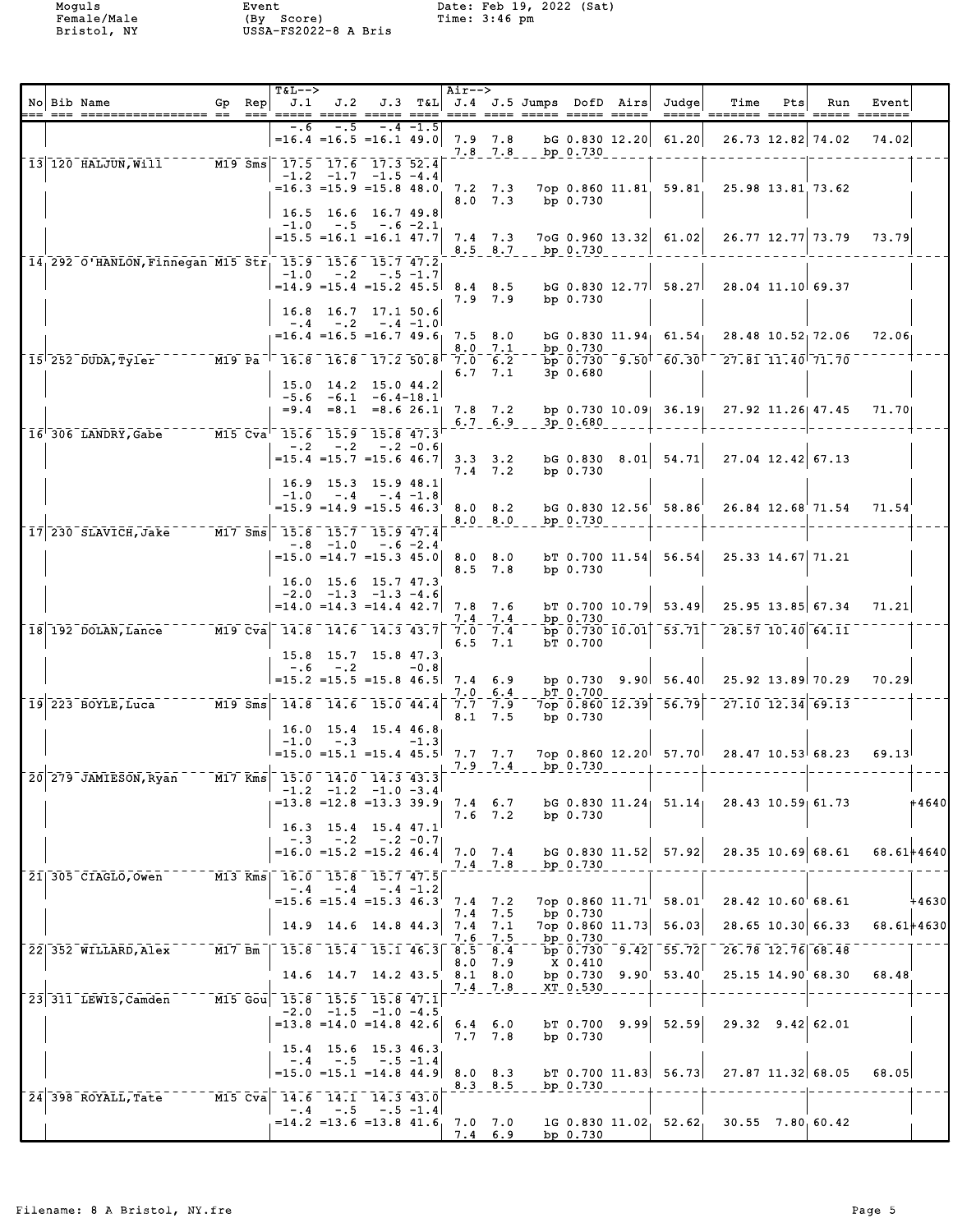Moguls
Female/Male
Bristol, NY

Event
(By Score)
USSA-FS2022-8 A Bris

Date: Feb 19, 2022 (Sat)
Time: 3:46 pm

| No | Bib | Name | Gp | Rep | J.1 | J.2 | J.3 | T&L | J.4 | J.5 | Jumps | DofD | Airs | Judge | Time | Pts | Run | Event |
|---|---|---|---|---|---|---|---|---|---|---|---|---|---|---|---|---|---|---|
| | | | | | -.6 | -.5 | -.4 | -1.5 | | | | | | | | | | |
| | | | | | =16.4 | =16.5 | =16.1 | 49.0 | 7.9 | 7.8 | bG | 0.830 | 12.20 | 61.20 | 26.73 | 12.82 | 74.02 | 74.02 |
| | | | | | | | | | 7.8 | 7.8 | bp | 0.730 | | | | | | |
| 13 | 120 | HALJUN,Will | M19 | Sms | 17.5 | 17.6 | 17.3 | 52.4 | | | | | | | | | | |
| | | | | | -1.2 | -1.7 | -1.5 | -4.4 | | | | | | | | | | |
| | | | | | =16.3 | =15.9 | =15.8 | 48.0 | 7.2 | 7.3 | 7op | 0.860 | 11.81 | 59.81 | 25.98 | 13.81 | 73.62 | |
| | | | | | | | | | 8.0 | 7.3 | bp | 0.730 | | | | | | |
| | | | | | 16.5 | 16.6 | 16.7 | 49.8 | | | | | | | | | | |
| | | | | | -1.0 | -.5 | -.6 | -2.1 | | | | | | | | | | |
| | | | | | =15.5 | =16.1 | =16.1 | 47.7 | 7.4 | 7.3 | 7oG | 0.960 | 13.32 | 61.02 | 26.77 | 12.77 | 73.79 | 73.79 |
| | | | | | | | | | 8.5 | 8.7 | bp | 0.730 | | | | | | |
| 14 | 292 | O'HANLON,Finnegan | M15 | Str | 15.9 | 15.6 | 15.7 | 47.2 | | | | | | | | | | |
| | | | | | -1.0 | -.2 | -.5 | -1.7 | | | | | | | | | | |
| | | | | | =14.9 | =15.4 | =15.2 | 45.5 | 8.4 | 8.5 | bG | 0.830 | 12.77 | 58.27 | 28.04 | 11.10 | 69.37 | |
| | | | | | | | | | 7.9 | 7.9 | bp | 0.730 | | | | | | |
| | | | | | 16.8 | 16.7 | 17.1 | 50.6 | | | | | | | | | | |
| | | | | | -.4 | -.2 | -.4 | -1.0 | | | | | | | | | | |
| | | | | | =16.4 | =16.5 | =16.7 | 49.6 | 7.5 | 8.0 | bG | 0.830 | 11.94 | 61.54 | 28.48 | 10.52 | 72.06 | 72.06 |
| | | | | | | | | | 8.0 | 7.1 | bp | 0.730 | | | | | | |
| 15 | 252 | DUDA,Tyler | M19 | Pa | 16.8 | 16.8 | 17.2 | 50.8 | 7.0 | 6.2 | bp | 0.730 | 9.50 | 60.30 | 27.81 | 11.40 | 71.70 | |
| | | | | | | | | | 6.7 | 7.1 | 3p | 0.680 | | | | | | |
| | | | | | 15.0 | 14.2 | 15.0 | 44.2 | | | | | | | | | | |
| | | | | | -5.6 | -6.1 | -6.4 | -18.1 | | | | | | | | | | |
| | | | | | =9.4 | =8.1 | =8.6 | 26.1 | 7.8 | 7.2 | bp | 0.730 | 10.09 | 36.19 | 27.92 | 11.26 | 47.45 | 71.70 |
| | | | | | | | | | 6.7 | 6.9 | 3p | 0.680 | | | | | | |
| 16 | 306 | LANDRY,Gabe | M15 | Cva | 15.6 | 15.9 | 15.8 | 47.3 | | | | | | | | | | |
| | | | | | -.2 | -.2 | -.2 | -0.6 | | | | | | | | | | |
| | | | | | =15.4 | =15.7 | =15.6 | 46.7 | 3.3 | 3.2 | bG | 0.830 | 8.01 | 54.71 | 27.04 | 12.42 | 67.13 | |
| | | | | | | | | | 7.4 | 7.2 | bp | 0.730 | | | | | | |
| | | | | | 16.9 | 15.3 | 15.9 | 48.1 | | | | | | | | | | |
| | | | | | -1.0 | -.4 | -.4 | -1.8 | | | | | | | | | | |
| | | | | | =15.9 | =14.9 | =15.5 | 46.3 | 8.0 | 8.2 | bG | 0.830 | 12.56 | 58.86 | 26.84 | 12.68 | 71.54 | 71.54 |
| | | | | | | | | | 8.0 | 8.0 | bp | 0.730 | | | | | | |
| 17 | 230 | SLAVICH,Jake | M17 | Sms | 15.8 | 15.7 | 15.9 | 47.4 | | | | | | | | | | |
| | | | | | -.8 | -1.0 | -.6 | -2.4 | | | | | | | | | | |
| | | | | | =15.0 | =14.7 | =15.3 | 45.0 | 8.0 | 8.0 | bT | 0.700 | 11.54 | 56.54 | 25.33 | 14.67 | 71.21 | |
| | | | | | | | | | 8.5 | 7.8 | bp | 0.730 | | | | | | |
| | | | | | 16.0 | 15.6 | 15.7 | 47.3 | | | | | | | | | | |
| | | | | | -2.0 | -1.3 | -1.3 | -4.6 | | | | | | | | | | |
| | | | | | =14.0 | =14.3 | =14.4 | 42.7 | 7.8 | 7.6 | bT | 0.700 | 10.79 | 53.49 | 25.95 | 13.85 | 67.34 | 71.21 |
| | | | | | | | | | 7.4 | 7.4 | bp | 0.730 | | | | | | |
| 18 | 192 | DOLAN,Lance | M19 | Cva | 14.8 | 14.6 | 14.3 | 43.7 | 7.0 | 7.4 | bp | 0.730 | 10.01 | 53.71 | 28.57 | 10.40 | 64.11 | |
| | | | | | | | | | 6.5 | 7.1 | bT | 0.700 | | | | | | |
| | | | | | 15.8 | 15.7 | 15.8 | 47.3 | | | | | | | | | | |
| | | | | | -.6 | -.2 | | -0.8 | | | | | | | | | | |
| | | | | | =15.2 | =15.5 | =15.8 | 46.5 | 7.4 | 6.9 | bp | 0.730 | 9.90 | 56.40 | 25.92 | 13.89 | 70.29 | 70.29 |
| | | | | | | | | | 7.0 | 6.4 | bT | 0.700 | | | | | | |
| 19 | 223 | BOYLE,Luca | M19 | Sms | 14.8 | 14.6 | 15.0 | 44.4 | 7.7 | 7.9 | 7op | 0.860 | 12.39 | 56.79 | 27.10 | 12.34 | 69.13 | |
| | | | | | | | | | 8.1 | 7.5 | bp | 0.730 | | | | | | |
| | | | | | 16.0 | 15.4 | 15.4 | 46.8 | | | | | | | | | | |
| | | | | | -1.0 | -.3 | | -1.3 | | | | | | | | | | |
| | | | | | =15.0 | =15.1 | =15.4 | 45.5 | 7.7 | 7.7 | 7op | 0.860 | 12.20 | 57.70 | 28.47 | 10.53 | 68.23 | 69.13 |
| | | | | | | | | | 7.9 | 7.4 | bp | 0.730 | | | | | | |
| 20 | 279 | JAMIESON,Ryan | M17 | Kms | 15.0 | 14.0 | 14.3 | 43.3 | | | | | | | | | | |
| | | | | | -1.2 | -1.2 | -1.0 | -3.4 | | | | | | | | | | |
| | | | | | =13.8 | =12.8 | =13.3 | 39.9 | 7.4 | 6.7 | bG | 0.830 | 11.24 | 51.14 | 28.43 | 10.59 | 61.73 | +4640 |
| | | | | | | | | | 7.6 | 7.2 | bp | 0.730 | | | | | | |
| | | | | | 16.3 | 15.4 | 15.4 | 47.1 | | | | | | | | | | |
| | | | | | -.3 | -.2 | -.2 | -0.7 | | | | | | | | | | |
| | | | | | =16.0 | =15.2 | =15.2 | 46.4 | 7.0 | 7.4 | bG | 0.830 | 11.52 | 57.92 | 28.35 | 10.69 | 68.61 | 68.61+4640 |
| | | | | | | | | | 7.4 | 7.8 | bp | 0.730 | | | | | | |
| 21 | 305 | CIAGLO,Owen | M13 | Kms | 16.0 | 15.8 | 15.7 | 47.5 | | | | | | | | | | |
| | | | | | -.4 | -.4 | -.4 | -1.2 | | | | | | | | | | |
| | | | | | =15.6 | =15.4 | =15.3 | 46.3 | 7.4 | 7.2 | 7op | 0.860 | 11.71 | 58.01 | 28.42 | 10.60 | 68.61 | +4630 |
| | | | | | | | | | 7.4 | 7.5 | bp | 0.730 | | | | | | |
| | | | | | 14.9 | 14.6 | 14.8 | 44.3 | 7.4 | 7.1 | 7op | 0.860 | 11.73 | 56.03 | 28.65 | 10.30 | 66.33 | 68.61+4630 |
| | | | | | | | | | 7.6 | 7.5 | bp | 0.730 | | | | | | |
| 22 | 352 | WILLARD,Alex | M17 | Bm | 15.8 | 15.4 | 15.1 | 46.3 | 8.5 | 8.4 | bp | 0.730 | 9.42 | 55.72 | 26.78 | 12.76 | 68.48 | |
| | | | | | | | | | 8.0 | 7.9 | X | 0.410 | | | | | | |
| | | | | | 14.6 | 14.7 | 14.2 | 43.5 | 8.1 | 8.0 | bp | 0.730 | 9.90 | 53.40 | 25.15 | 14.90 | 68.30 | 68.48 |
| | | | | | | | | | 7.4 | 7.8 | XT | 0.530 | | | | | | |
| 23 | 311 | LEWIS,Camden | M15 | Gou | 15.8 | 15.5 | 15.8 | 47.1 | | | | | | | | | | |
| | | | | | -2.0 | -1.5 | -1.0 | -4.5 | | | | | | | | | | |
| | | | | | =13.8 | =14.0 | =14.8 | 42.6 | 6.4 | 6.0 | bT | 0.700 | 9.99 | 52.59 | 29.32 | 9.42 | 62.01 | |
| | | | | | | | | | 7.7 | 7.8 | bp | 0.730 | | | | | | |
| | | | | | 15.4 | 15.6 | 15.3 | 46.3 | | | | | | | | | | |
| | | | | | -.4 | -.5 | -.5 | -1.4 | | | | | | | | | | |
| | | | | | =15.0 | =15.1 | =14.8 | 44.9 | 8.0 | 8.3 | bT | 0.700 | 11.83 | 56.73 | 27.87 | 11.32 | 68.05 | 68.05 |
| | | | | | | | | | 8.3 | 8.5 | bp | 0.730 | | | | | | |
| 24 | 398 | ROYALL,Tate | M15 | Cva | 14.6 | 14.1 | 14.3 | 43.0 | | | | | | | | | | |
| | | | | | -.4 | -.5 | -.5 | -1.4 | | | | | | | | | | |
| | | | | | =14.2 | =13.6 | =13.8 | 41.6 | 7.0 | 7.0 | 1G | 0.830 | 11.02 | 52.62 | 30.55 | 7.80 | 60.42 | |
| | | | | | | | | | 7.4 | 6.9 | bp | 0.730 | | | | | | |

Filename: 8 A Bristol, NY.fre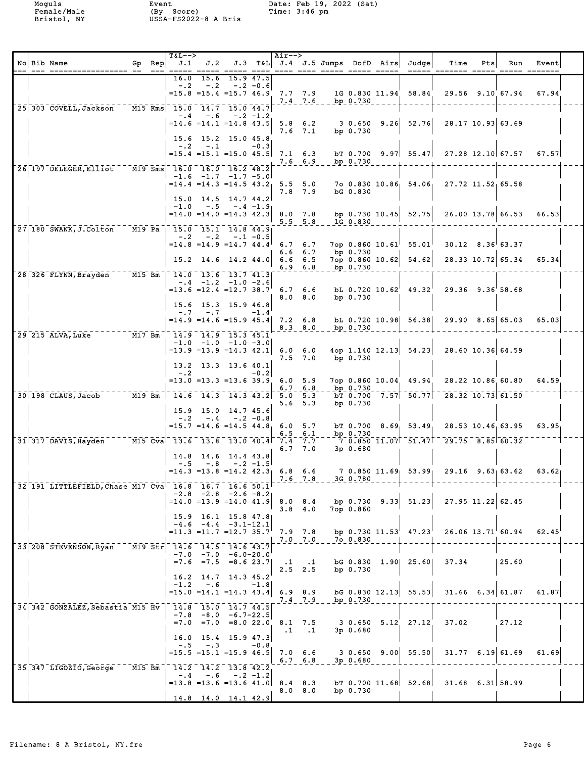Moguls
Female/Male
Bristol, NY

Event
(By Score)
USSA-FS2022-8 A Bris

Date: Feb 19, 2022 (Sat)
Time: 3:46 pm

| No | Bib | Name | Gp | Rep | J.1 | J.2 | J.3 | T&L | J.4 | J.5 | Jumps | DofD | Airs | Judge | Time | Pts | Run | Event |
|---|---|---|---|---|---|---|---|---|---|---|---|---|---|---|---|---|---|---|
| | | | | | 16.0 | 15.6 | 15.9 | 47.5 | | | | | | | | | | |
| | | | | | -.2 | -.2 | -.2 | -0.6 | | | | | | | | | | |
| | | | | | =15.8 | =15.4 | =15.7 | 46.9 | 7.7 | 7.9 | 1G | 0.830 | 11.94 | 58.84 | 29.56 | 9.10 | 67.94 | 67.94 |
| | | | | | | | | | 7.4 | 7.6 | bp | 0.730 | | | | | | |
| 25 | 303 | COVELL,Jackson | M15 | Kms | 15.0 | 14.7 | 15.0 | 44.7 | | | | | | | | | | |
| | | | | | -.4 | -.6 | -.2 | -1.2 | | | | | | | | | | |
| | | | | | =14.6 | =14.1 | =14.8 | 43.5 | 5.8 | 6.2 | 3 | 0.650 | 9.26 | 52.76 | 28.17 | 10.93 | 63.69 | |
| | | | | | | | | | 7.6 | 7.1 | bp | 0.730 | | | | | | |
| | | | | | 15.6 | 15.2 | 15.0 | 45.8 | | | | | | | | | | |
| | | | | | -.2 | -.1 | | -0.3 | | | | | | | | | | |
| | | | | | =15.4 | =15.1 | =15.0 | 45.5 | 7.1 | 6.3 | bT | 0.700 | 9.97 | 55.47 | 27.28 | 12.10 | 67.57 | 67.57 |
| | | | | | | | | | 7.6 | 6.9 | bp | 0.730 | | | | | | |
| 26 | 197 | DELEGER,Elliot | M19 | Sms | 16.0 | 16.0 | 16.2 | 48.2 | | | | | | | | | | |
| | | | | | -1.6 | -1.7 | -1.7 | -5.0 | | | | | | | | | | |
| | | | | | =14.4 | =14.3 | =14.5 | 43.2 | 5.5 | 5.0 | 7o | 0.830 | 10.86 | 54.06 | 27.72 | 11.52 | 65.58 | |
| | | | | | | | | | 7.8 | 7.9 | bG | 0.830 | | | | | | |
| | | | | | 15.0 | 14.5 | 14.7 | 44.2 | | | | | | | | | | |
| | | | | | -1.0 | -.5 | -.4 | -1.9 | | | | | | | | | | |
| | | | | | =14.0 | =14.0 | =14.3 | 42.3 | 8.0 | 7.8 | bp | 0.730 | 10.45 | 52.75 | 26.00 | 13.78 | 66.53 | 66.53 |
| | | | | | | | | | 5.5 | 5.8 | 1G | 0.830 | | | | | | |
| 27 | 180 | SWANK,J.Colton | M19 | Pa | 15.0 | 15.1 | 14.8 | 44.9 | | | | | | | | | | |
| | | | | | -.2 | -.2 | -.1 | -0.5 | | | | | | | | | | |
| | | | | | =14.8 | =14.9 | =14.7 | 44.4 | 6.7 | 6.7 | 7op | 0.860 | 10.61 | 55.01 | 30.12 | 8.36 | 63.37 | |
| | | | | | | | | | 6.6 | 6.7 | bp | 0.730 | | | | | | |
| | | | | | 15.2 | 14.6 | 14.2 | 44.0 | 6.6 | 6.5 | 7op | 0.860 | 10.62 | 54.62 | 28.33 | 10.72 | 65.34 | 65.34 |
| | | | | | | | | | 6.9 | 6.8 | bp | 0.730 | | | | | | |
| 28 | 326 | FLYNN,Brayden | M15 | Bm | 14.0 | 13.6 | 13.7 | 41.3 | | | | | | | | | | |
| | | | | | -.4 | -1.2 | -1.0 | -2.6 | | | | | | | | | | |
| | | | | | =13.6 | =12.4 | =12.7 | 38.7 | 6.7 | 6.6 | bL | 0.720 | 10.62 | 49.32 | 29.36 | 9.36 | 58.68 | |
| | | | | | | | | | 8.0 | 8.0 | bp | 0.730 | | | | | | |
| | | | | | 15.6 | 15.3 | 15.9 | 46.8 | | | | | | | | | | |
| | | | | | -.7 | -.7 | | -1.4 | | | | | | | | | | |
| | | | | | =14.9 | =14.6 | =15.9 | 45.4 | 7.2 | 6.8 | bL | 0.720 | 10.98 | 56.38 | 29.90 | 8.65 | 65.03 | 65.03 |
| | | | | | | | | | 8.3 | 8.0 | bp | 0.730 | | | | | | |
| 29 | 215 | ALVA,Luke | M17 | Bm | 14.9 | 14.9 | 15.3 | 45.1 | | | | | | | | | | |
| | | | | | -1.0 | -1.0 | -1.0 | -3.0 | | | | | | | | | | |
| | | | | | =13.9 | =13.9 | =14.3 | 42.1 | 6.0 | 6.0 | 4op | 1.140 | 12.13 | 54.23 | 28.60 | 10.36 | 64.59 | |
| | | | | | | | | | 7.5 | 7.0 | bp | 0.730 | | | | | | |
| | | | | | 13.2 | 13.3 | 13.6 | 40.1 | | | | | | | | | | |
| | | | | | -.2 | | | -0.2 | | | | | | | | | | |
| | | | | | =13.0 | =13.3 | =13.6 | 39.9 | 6.0 | 5.9 | 7op | 0.860 | 10.04 | 49.94 | 28.22 | 10.86 | 60.80 | 64.59 |
| | | | | | | | | | 6.7 | 6.8 | bp | 0.730 | | | | | | |
| 30 | 198 | CLAUS,Jacob | M19 | Bm | 14.6 | 14.3 | 14.3 | 43.2 | 5.0 | 5.3 | bT | 0.700 | 7.57 | 50.77 | 28.32 | 10.73 | 61.50 | |
| | | | | | | | | | 5.6 | 5.3 | bp | 0.730 | | | | | | |
| | | | | | 15.9 | 15.0 | 14.7 | 45.6 | | | | | | | | | | |
| | | | | | -.2 | -.4 | -.2 | -0.8 | | | | | | | | | | |
| | | | | | =15.7 | =14.6 | =14.5 | 44.8 | 6.0 | 5.7 | bT | 0.700 | 8.69 | 53.49 | 28.53 | 10.46 | 63.95 | 63.95 |
| | | | | | | | | | 6.5 | 6.1 | bp | 0.730 | | | | | | |
| 31 | 317 | DAVIS,Hayden | M15 | Cva | 13.6 | 13.8 | 13.0 | 40.4 | 7.4 | 7.7 | 7 | 0.850 | 11.07 | 51.47 | 29.75 | 8.85 | 60.32 | |
| | | | | | | | | | 6.7 | 7.0 | 3p | 0.680 | | | | | | |
| | | | | | 14.8 | 14.6 | 14.4 | 43.8 | | | | | | | | | | |
| | | | | | -.5 | -.8 | -.2 | -1.5 | | | | | | | | | | |
| | | | | | =14.3 | =13.8 | =14.2 | 42.3 | 6.8 | 6.6 | 7 | 0.850 | 11.69 | 53.99 | 29.16 | 9.63 | 63.62 | 63.62 |
| | | | | | | | | | 7.6 | 7.8 | 3G | 0.780 | | | | | | |
| 32 | 191 | LITTLEFIELD,Chase | M17 | Cva | 16.8 | 16.7 | 16.6 | 50.1 | | | | | | | | | | |
| | | | | | -2.8 | -2.8 | -2.6 | -8.2 | | | | | | | | | | |
| | | | | | =14.0 | =13.9 | =14.0 | 41.9 | 8.0 | 8.4 | bp | 0.730 | 9.33 | 51.23 | 27.95 | 11.22 | 62.45 | |
| | | | | | | | | | 3.8 | 4.0 | 7op | 0.860 | | | | | | |
| | | | | | 15.9 | 16.1 | 15.8 | 47.8 | | | | | | | | | | |
| | | | | | -4.6 | -4.4 | -3.1 | -12.1 | | | | | | | | | | |
| | | | | | =11.3 | =11.7 | =12.7 | 35.7 | 7.9 | 7.8 | bp | 0.730 | 11.53 | 47.23 | 26.06 | 13.71 | 60.94 | 62.45 |
| | | | | | | | | | 7.0 | 7.0 | 7o | 0.830 | | | | | | |
| 33 | 208 | STEVENSON,Ryan | M19 | Str | 14.6 | 14.5 | 14.6 | 43.7 | | | | | | | | | | |
| | | | | | -7.0 | -7.0 | -6.0 | -20.0 | | | | | | | | | | |
| | | | | | =7.6 | =7.5 | =8.6 | 23.7 | .1 | .1 | bG | 0.830 | 1.90 | 25.60 | 37.34 | | 25.60 | |
| | | | | | | | | | 2.5 | 2.5 | bp | 0.730 | | | | | | |
| | | | | | 16.2 | 14.7 | 14.3 | 45.2 | | | | | | | | | | |
| | | | | | -1.2 | -.6 | | -1.8 | | | | | | | | | | |
| | | | | | =15.0 | =14.1 | =14.3 | 43.4 | 6.9 | 8.9 | bG | 0.830 | 12.13 | 55.53 | 31.66 | 6.34 | 61.87 | 61.87 |
| | | | | | | | | | 7.4 | 7.9 | bp | 0.730 | | | | | | |
| 34 | 342 | GONZALEZ,Sebastia | M15 | Hv | 14.8 | 15.0 | 14.7 | 44.5 | | | | | | | | | | |
| | | | | | -7.8 | -8.0 | -6.7 | -22.5 | | | | | | | | | | |
| | | | | | =7.0 | =7.0 | =8.0 | 22.0 | 8.1 | 7.5 | 3 | 0.650 | 5.12 | 27.12 | 37.02 | | 27.12 | |
| | | | | | | | | | .1 | .1 | 3p | 0.680 | | | | | | |
| | | | | | 16.0 | 15.4 | 15.9 | 47.3 | | | | | | | | | | |
| | | | | | -.5 | -.3 | | -0.8 | | | | | | | | | | |
| | | | | | =15.5 | =15.1 | =15.9 | 46.5 | 7.0 | 6.6 | 3 | 0.650 | 9.00 | 55.50 | 31.77 | 6.19 | 61.69 | 61.69 |
| | | | | | | | | | 6.7 | 6.8 | 3p | 0.680 | | | | | | |
| 35 | 347 | LIGOZIO,George | M15 | Bm | 14.2 | 14.2 | 13.8 | 42.2 | | | | | | | | | | |
| | | | | | -.4 | -.6 | -.2 | -1.2 | | | | | | | | | | |
| | | | | | =13.8 | =13.6 | =13.6 | 41.0 | 8.4 | 8.3 | bT | 0.700 | 11.68 | 52.68 | 31.68 | 6.31 | 58.99 | |
| | | | | | | | | | 8.0 | 8.0 | bp | 0.730 | | | | | | |
| | | | | | 14.8 | 14.0 | 14.1 | 42.9 | | | | | | | | | | |

Filename: 8 A Bristol, NY.fre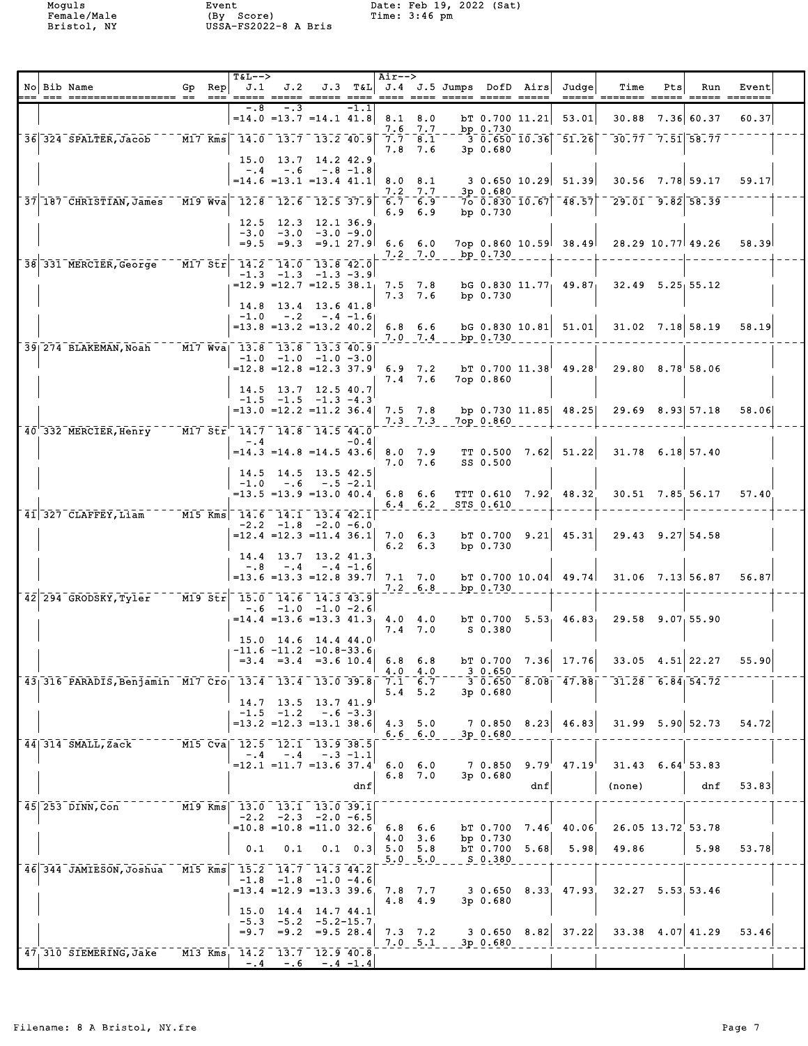Moguls
Female/Male
Bristol, NY

Event
(By Score)
USSA-FS2022-8 A Bris

Date: Feb 19, 2022 (Sat)
Time: 3:46 pm

| No | Bib | Name | Gp | Rep | J.1 | J.2 | J.3 | T&L | J.4 | J.5 | Jumps | DofD | Airs | Judge | Time | Pts | Run | Event |
|---|---|---|---|---|---|---|---|---|---|---|---|---|---|---|---|---|---|---|
| | | | | | -.8 | -.3 | | -1.1 | | | | | | | | | | |
| | | | | | =14.0 | =13.7 | =14.1 | 41.8 | 8.1 | 8.0 | bT | 0.700 | 11.21 | 53.01 | 30.88 | 7.36 | 60.37 | 60.37 |
| | | | | | | | | | 7.6 | 7.7 | bp | 0.730 | | | | | | |
| 36 | 324 | SPALTER,Jacob | M17 | Kms | 14.0 | 13.7 | 13.2 | 40.9 | 7.7 | 8.1 | 3 | 0.650 | 10.36 | 51.26 | 30.77 | 7.51 | 58.77 | |
| | | | | | | | | | 7.8 | 7.6 | 3p | 0.680 | | | | | | |
| | | | | | 15.0 | 13.7 | 14.2 | 42.9 | | | | | | | | | | |
| | | | | | -.4 | -.6 | -.8 | -1.8 | | | | | | | | | | |
| | | | | | =14.6 | =13.1 | =13.4 | 41.1 | 8.0 | 8.1 | 3 | 0.650 | 10.29 | 51.39 | 30.56 | 7.78 | 59.17 | 59.17 |
| | | | | | | | | | 7.2 | 7.7 | 3p | 0.680 | | | | | | |
| 37 | 187 | CHRISTIAN,James | M19 | Wva | 12.8 | 12.6 | 12.5 | 37.9 | 6.7 | 6.9 | 7o | 0.830 | 10.67 | 48.57 | 29.01 | 9.82 | 58.39 | |
| | | | | | | | | | 6.9 | 6.9 | bp | 0.730 | | | | | | |
| | | | | | 12.5 | 12.3 | 12.1 | 36.9 | | | | | | | | | | |
| | | | | | -3.0 | -3.0 | -3.0 | -9.0 | | | | | | | | | | |
| | | | | | =9.5 | =9.3 | =9.1 | 27.9 | 6.6 | 6.0 | 7op | 0.860 | 10.59 | 38.49 | 28.29 | 10.77 | 49.26 | 58.39 |
| | | | | | | | | | 7.2 | 7.0 | bp | 0.730 | | | | | | |
| 38 | 331 | MERCIER,George | M17 | Str | 14.2 | 14.0 | 13.8 | 42.0 | | | | | | | | | | |
| | | | | | -1.3 | -1.3 | -1.3 | -3.9 | | | | | | | | | | |
| | | | | | =12.9 | =12.7 | =12.5 | 38.1 | 7.5 | 7.8 | bG | 0.830 | 11.77 | 49.87 | 32.49 | 5.25 | 55.12 | |
| | | | | | | | | | 7.3 | 7.6 | bp | 0.730 | | | | | | |
| | | | | | 14.8 | 13.4 | 13.6 | 41.8 | | | | | | | | | | |
| | | | | | -1.0 | -.2 | -.4 | -1.6 | | | | | | | | | | |
| | | | | | =13.8 | =13.2 | =13.2 | 40.2 | 6.8 | 6.6 | bG | 0.830 | 10.81 | 51.01 | 31.02 | 7.18 | 58.19 | 58.19 |
| | | | | | | | | | 7.0 | 7.4 | bp | 0.730 | | | | | | |
| 39 | 274 | BLAKEMAN,Noah | M17 | Wva | 13.8 | 13.8 | 13.3 | 40.9 | | | | | | | | | | |
| | | | | | -1.0 | -1.0 | -1.0 | -3.0 | | | | | | | | | | |
| | | | | | =12.8 | =12.8 | =12.3 | 37.9 | 6.9 | 7.2 | bT | 0.700 | 11.38 | 49.28 | 29.80 | 8.78 | 58.06 | |
| | | | | | | | | | 7.4 | 7.6 | 7op | 0.860 | | | | | | |
| | | | | | 14.5 | 13.7 | 12.5 | 40.7 | | | | | | | | | | |
| | | | | | -1.5 | -1.5 | -1.3 | -4.3 | | | | | | | | | | |
| | | | | | =13.0 | =12.2 | =11.2 | 36.4 | 7.5 | 7.8 | bp | 0.730 | 11.85 | 48.25 | 29.69 | 8.93 | 57.18 | 58.06 |
| | | | | | | | | | 7.3 | 7.3 | 7op | 0.860 | | | | | | |
| 40 | 332 | MERCIER,Henry | M17 | Str | 14.7 | 14.8 | 14.5 | 44.0 | | | | | | | | | | |
| | | | | | -.4 | | | -0.4 | | | | | | | | | | |
| | | | | | =14.3 | =14.8 | =14.5 | 43.6 | 8.0 | 7.9 | TT | 0.500 | 7.62 | 51.22 | 31.78 | 6.18 | 57.40 | |
| | | | | | | | | | 7.0 | 7.6 | SS | 0.500 | | | | | | |
| | | | | | 14.5 | 14.5 | 13.5 | 42.5 | | | | | | | | | | |
| | | | | | -1.0 | -.6 | -.5 | -2.1 | | | | | | | | | | |
| | | | | | =13.5 | =13.9 | =13.0 | 40.4 | 6.8 | 6.6 | TTT | 0.610 | 7.92 | 48.32 | 30.51 | 7.85 | 56.17 | 57.40 |
| | | | | | | | | | 6.4 | 6.2 | STS | 0.610 | | | | | | |
| 41 | 327 | CLAFFEY,Liam | M15 | Kms | 14.6 | 14.1 | 13.4 | 42.1 | | | | | | | | | | |
| | | | | | -2.2 | -1.8 | -2.0 | -6.0 | | | | | | | | | | |
| | | | | | =12.4 | =12.3 | =11.4 | 36.1 | 7.0 | 6.3 | bT | 0.700 | 9.21 | 45.31 | 29.43 | 9.27 | 54.58 | |
| | | | | | | | | | 6.2 | 6.3 | bp | 0.730 | | | | | | |
| | | | | | 14.4 | 13.7 | 13.2 | 41.3 | | | | | | | | | | |
| | | | | | -.8 | -.4 | -.4 | -1.6 | | | | | | | | | | |
| | | | | | =13.6 | =13.3 | =12.8 | 39.7 | 7.1 | 7.0 | bT | 0.700 | 10.04 | 49.74 | 31.06 | 7.13 | 56.87 | 56.87 |
| | | | | | | | | | 7.2 | 6.8 | bp | 0.730 | | | | | | |
| 42 | 294 | GRODSKY,Tyler | M19 | Str | 15.0 | 14.6 | 14.3 | 43.9 | | | | | | | | | | |
| | | | | | -.6 | -1.0 | -1.0 | -2.6 | | | | | | | | | | |
| | | | | | =14.4 | =13.6 | =13.3 | 41.3 | 4.0 | 4.0 | bT | 0.700 | 5.53 | 46.83 | 29.58 | 9.07 | 55.90 | |
| | | | | | | | | | 7.4 | 7.0 | S | 0.380 | | | | | | |
| | | | | | 15.0 | 14.6 | 14.4 | 44.0 | | | | | | | | | | |
| | | | | | -11.6 | -11.2 | -10.8 | -33.6 | | | | | | | | | | |
| | | | | | =3.4 | =3.4 | =3.6 | 10.4 | 6.8 | 6.8 | bT | 0.700 | 7.36 | 17.76 | 33.05 | 4.51 | 22.27 | 55.90 |
| | | | | | | | | | 4.0 | 4.0 | 3 | 0.650 | | | | | | |
| 43 | 316 | PARADIS,Benjamin | M17 | Cro | 13.4 | 13.4 | 13.0 | 39.8 | 7.1 | 6.7 | 3 | 0.650 | 8.08 | 47.88 | 31.28 | 6.84 | 54.72 | |
| | | | | | | | | | 5.4 | 5.2 | 3p | 0.680 | | | | | | |
| | | | | | 14.7 | 13.5 | 13.7 | 41.9 | | | | | | | | | | |
| | | | | | -1.5 | -1.2 | -.6 | -3.3 | | | | | | | | | | |
| | | | | | =13.2 | =12.3 | =13.1 | 38.6 | 4.3 | 5.0 | 7 | 0.850 | 8.23 | 46.83 | 31.99 | 5.90 | 52.73 | 54.72 |
| | | | | | | | | | 6.6 | 6.0 | 3p | 0.680 | | | | | | |
| 44 | 314 | SMALL,Zack | M15 | Cva | 12.5 | 12.1 | 13.9 | 38.5 | | | | | | | | | | |
| | | | | | -.4 | -.4 | -.3 | -1.1 | | | | | | | | | | |
| | | | | | =12.1 | =11.7 | =13.6 | 37.4 | 6.0 | 6.0 | 7 | 0.850 | 9.79 | 47.19 | 31.43 | 6.64 | 53.83 | |
| | | | | | | | | | 6.8 | 7.0 | 3p | 0.680 | | | | | | |
| | | | | | | | | dnf | | | | | dnf | | (none) | | dnf | 53.83 |
| 45 | 253 | DINN,Con | M19 | Kms | 13.0 | 13.1 | 13.0 | 39.1 | | | | | | | | | | |
| | | | | | -2.2 | -2.3 | -2.0 | -6.5 | | | | | | | | | | |
| | | | | | =10.8 | =10.8 | =11.0 | 32.6 | 6.8 | 6.6 | bT | 0.700 | 7.46 | 40.06 | 26.05 | 13.72 | 53.78 | |
| | | | | | | | | | 4.0 | 3.6 | bp | 0.730 | | | | | | |
| | | | | | 0.1 | 0.1 | 0.1 | 0.3 | 5.0 | 5.8 | bT | 0.700 | 5.68 | 5.98 | 49.86 | | 5.98 | 53.78 |
| | | | | | | | | | 5.0 | 5.0 | S | 0.380 | | | | | | |
| 46 | 344 | JAMIESON,Joshua | M15 | Kms | 15.2 | 14.7 | 14.3 | 44.2 | | | | | | | | | | |
| | | | | | -1.8 | -1.8 | -1.0 | -4.6 | | | | | | | | | | |
| | | | | | =13.4 | =12.9 | =13.3 | 39.6 | 7.8 | 7.7 | 3 | 0.650 | 8.33 | 47.93 | 32.27 | 5.53 | 53.46 | |
| | | | | | | | | | 4.8 | 4.9 | 3p | 0.680 | | | | | | |
| | | | | | 15.0 | 14.4 | 14.7 | 44.1 | | | | | | | | | | |
| | | | | | -5.3 | -5.2 | -5.2 | -15.7 | | | | | | | | | | |
| | | | | | =9.7 | =9.2 | =9.5 | 28.4 | 7.3 | 7.2 | 3 | 0.650 | 8.82 | 37.22 | 33.38 | 4.07 | 41.29 | 53.46 |
| | | | | | | | | | 7.0 | 5.1 | 3p | 0.680 | | | | | | |
| 47 | 310 | SIEMERING,Jake | M13 | Kms | 14.2 | 13.7 | 12.9 | 40.8 | | | | | | | | | | |
| | | | | | -.4 | -.6 | -.4 | -1.4 | | | | | | | | | | |

Filename: 8 A Bristol, NY.fre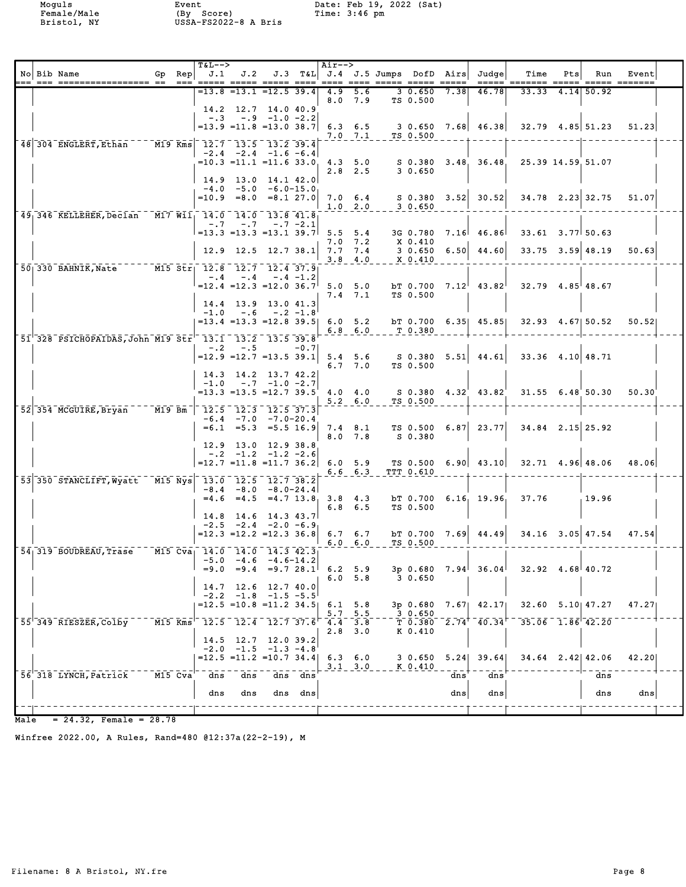Moguls
Female/Male
Bristol, NY

Event
(By Score)
USSA-FS2022-8 A Bris

Date: Feb 19, 2022 (Sat)
Time: 3:46 pm

| No | Bib | Name | Gp | Rep | J.1 | J.2 | J.3 | T&L | J.4 | J.5 | Jumps | DofD | Airs | Judge | Time | Pts | Run | Event |
|---|---|---|---|---|---|---|---|---|---|---|---|---|---|---|---|---|---|---|
| | | | | | =13.8 | =13.1 | =12.5 | 39.4 | 4.9 | 5.6 | 3 | 0.650 | 7.38 | 46.78 | 33.33 | 4.14 | 50.92 | |
| | | | | | | | | | 8.0 | 7.9 | TS | 0.500 | | | | | | |
| | | | | | 14.2 | 12.7 | 14.0 | 40.9 | | | | | | | | | | |
| | | | | | -.3 | -.9 | -1.0 | -2.2 | | | | | | | | | | |
| | | | | | =13.9 | =11.8 | =13.0 | 38.7 | 6.3 | 6.5 | 3 | 0.650 | 7.68 | 46.38 | 32.79 | 4.85 | 51.23 | 51.23 |
| | | | | | | | | | 7.0 | 7.1 | TS | 0.500 | | | | | | |
| 48 | 304 | ENGLERT,Ethan | M19 | Kms | 12.7 | 13.5 | 13.2 | 39.4 | | | | | | | | | | |
| | | | | | -2.4 | -2.4 | -1.6 | -6.4 | | | | | | | | | | |
| | | | | | =10.3 | =11.1 | =11.6 | 33.0 | 4.3 | 5.0 | S | 0.380 | 3.48 | 36.48 | 25.39 | 14.59 | 51.07 | |
| | | | | | | | | | 2.8 | 2.5 | 3 | 0.650 | | | | | | |
| | | | | | 14.9 | 13.0 | 14.1 | 42.0 | | | | | | | | | | |
| | | | | | -4.0 | -5.0 | -6.0 | -15.0 | | | | | | | | | | |
| | | | | | =10.9 | =8.0 | =8.1 | 27.0 | 7.0 | 6.4 | S | 0.380 | 3.52 | 30.52 | 34.78 | 2.23 | 32.75 | 51.07 |
| | | | | | | | | | 1.0 | 2.0 | 3 | 0.650 | | | | | | |
| 49 | 346 | KELLEHER,Declan | M17 | Wil | 14.0 | 14.0 | 13.8 | 41.8 | | | | | | | | | | |
| | | | | | -.7 | -.7 | -.7 | -2.1 | | | | | | | | | | |
| | | | | | =13.3 | =13.3 | =13.1 | 39.7 | 5.5 | 5.4 | 3G | 0.780 | 7.16 | 46.86 | 33.61 | 3.77 | 50.63 | |
| | | | | | | | | | 7.0 | 7.2 | X | 0.410 | | | | | | |
| | | | | | 12.9 | 12.5 | 12.7 | 38.1 | 7.7 | 7.4 | 3 | 0.650 | 6.50 | 44.60 | 33.75 | 3.59 | 48.19 | 50.63 |
| | | | | | | | | | 3.8 | 4.0 | X | 0.410 | | | | | | |
| 50 | 330 | BAHNIK,Nate | M15 | Str | 12.8 | 12.7 | 12.4 | 37.9 | | | | | | | | | | |
| | | | | | -.4 | -.4 | -.4 | -1.2 | | | | | | | | | | |
| | | | | | =12.4 | =12.3 | =12.0 | 36.7 | 5.0 | 5.0 | bT | 0.700 | 7.12 | 43.82 | 32.79 | 4.85 | 48.67 | |
| | | | | | | | | | 7.4 | 7.1 | TS | 0.500 | | | | | | |
| | | | | | 14.4 | 13.9 | 13.0 | 41.3 | | | | | | | | | | |
| | | | | | -1.0 | -.6 | -.2 | -1.8 | | | | | | | | | | |
| | | | | | =13.4 | =13.3 | =12.8 | 39.5 | 6.0 | 5.2 | bT | 0.700 | 6.35 | 45.85 | 32.93 | 4.67 | 50.52 | 50.52 |
| | | | | | | | | | 6.8 | 6.0 | T | 0.380 | | | | | | |
| 51 | 328 | PSICHOPAIDAS,John | M19 | Str | 13.1 | 13.2 | 13.5 | 39.8 | | | | | | | | | | |
| | | | | | -.2 | -.5 | | -0.7 | | | | | | | | | | |
| | | | | | =12.9 | =12.7 | =13.5 | 39.1 | 5.4 | 5.6 | S | 0.380 | 5.51 | 44.61 | 33.36 | 4.10 | 48.71 | |
| | | | | | | | | | 6.7 | 7.0 | TS | 0.500 | | | | | | |
| | | | | | 14.3 | 14.2 | 13.7 | 42.2 | | | | | | | | | | |
| | | | | | -1.0 | -.7 | -1.0 | -2.7 | | | | | | | | | | |
| | | | | | =13.3 | =13.5 | =12.7 | 39.5 | 4.0 | 4.0 | S | 0.380 | 4.32 | 43.82 | 31.55 | 6.48 | 50.30 | 50.30 |
| | | | | | | | | | 5.2 | 6.0 | TS | 0.500 | | | | | | |
| 52 | 354 | MCGUIRE,Bryan | M19 | Bm | 12.5 | 12.3 | 12.5 | 37.3 | | | | | | | | | | |
| | | | | | -6.4 | -7.0 | -7.0 | -20.4 | | | | | | | | | | |
| | | | | | =6.1 | =5.3 | =5.5 | 16.9 | 7.4 | 8.1 | TS | 0.500 | 6.87 | 23.77 | 34.84 | 2.15 | 25.92 | |
| | | | | | | | | | 8.0 | 7.8 | S | 0.380 | | | | | | |
| | | | | | 12.9 | 13.0 | 12.9 | 38.8 | | | | | | | | | | |
| | | | | | -.2 | -1.2 | -1.2 | -2.6 | | | | | | | | | | |
| | | | | | =12.7 | =11.8 | =11.7 | 36.2 | 6.0 | 5.9 | TS | 0.500 | 6.90 | 43.10 | 32.71 | 4.96 | 48.06 | 48.06 |
| | | | | | | | | | 6.6 | 6.3 | TTT | 0.610 | | | | | | |
| 53 | 350 | STANCLIFT,Wyatt | M15 | Nys | 13.0 | 12.5 | 12.7 | 38.2 | | | | | | | | | | |
| | | | | | -8.4 | -8.0 | -8.0 | -24.4 | | | | | | | | | | |
| | | | | | =4.6 | =4.5 | =4.7 | 13.8 | 3.8 | 4.3 | bT | 0.700 | 6.16 | 19.96 | 37.76 | | 19.96 | |
| | | | | | | | | | 6.8 | 6.5 | TS | 0.500 | | | | | | |
| | | | | | 14.8 | 14.6 | 14.3 | 43.7 | | | | | | | | | | |
| | | | | | -2.5 | -2.4 | -2.0 | -6.9 | | | | | | | | | | |
| | | | | | =12.3 | =12.2 | =12.3 | 36.8 | 6.7 | 6.7 | bT | 0.700 | 7.69 | 44.49 | 34.16 | 3.05 | 47.54 | 47.54 |
| | | | | | | | | | 6.0 | 6.0 | TS | 0.500 | | | | | | |
| 54 | 319 | BOUDREAU,Trase | M15 | Cva | 14.0 | 14.0 | 14.3 | 42.3 | | | | | | | | | | |
| | | | | | -5.0 | -4.6 | -4.6 | -14.2 | | | | | | | | | | |
| | | | | | =9.0 | =9.4 | =9.7 | 28.1 | 6.2 | 5.9 | 3p | 0.680 | 7.94 | 36.04 | 32.92 | 4.68 | 40.72 | |
| | | | | | | | | | 6.0 | 5.8 | 3 | 0.650 | | | | | | |
| | | | | | 14.7 | 12.6 | 12.7 | 40.0 | | | | | | | | | | |
| | | | | | -2.2 | -1.8 | -1.5 | -5.5 | | | | | | | | | | |
| | | | | | =12.5 | =10.8 | =11.2 | 34.5 | 6.1 | 5.8 | 3p | 0.680 | 7.67 | 42.17 | 32.60 | 5.10 | 47.27 | 47.27 |
| | | | | | | | | | 5.7 | 5.5 | 3 | 0.650 | | | | | | |
| 55 | 349 | RIESZER,Colby | M15 | Kms | 12.5 | 12.4 | 12.7 | 37.6 | 4.4 | 3.8 | T | 0.380 | 2.74 | 40.34 | 35.06 | 1.86 | 42.20 | |
| | | | | | | | | | 2.8 | 3.0 | K | 0.410 | | | | | | |
| | | | | | 14.5 | 12.7 | 12.0 | 39.2 | | | | | | | | | | |
| | | | | | -2.0 | -1.5 | -1.3 | -4.8 | | | | | | | | | | |
| | | | | | =12.5 | =11.2 | =10.7 | 34.4 | 6.3 | 6.0 | 3 | 0.650 | 5.24 | 39.64 | 34.64 | 2.42 | 42.06 | 42.20 |
| | | | | | | | | | 3.1 | 3.0 | K | 0.410 | | | | | | |
| 56 | 318 | LYNCH,Patrick | M15 | Cva | dns | dns | dns | dns | | | | | dns | dns | | | dns | |
| | | | | | dns | dns | dns | dns | | | | | dns | dns | | | dns | dns |

Male = 24.32, Female = 28.78

Winfree 2022.00, A Rules, Rand=480 @12:37a(22-2-19), M

Filename: 8 A Bristol, NY.fre